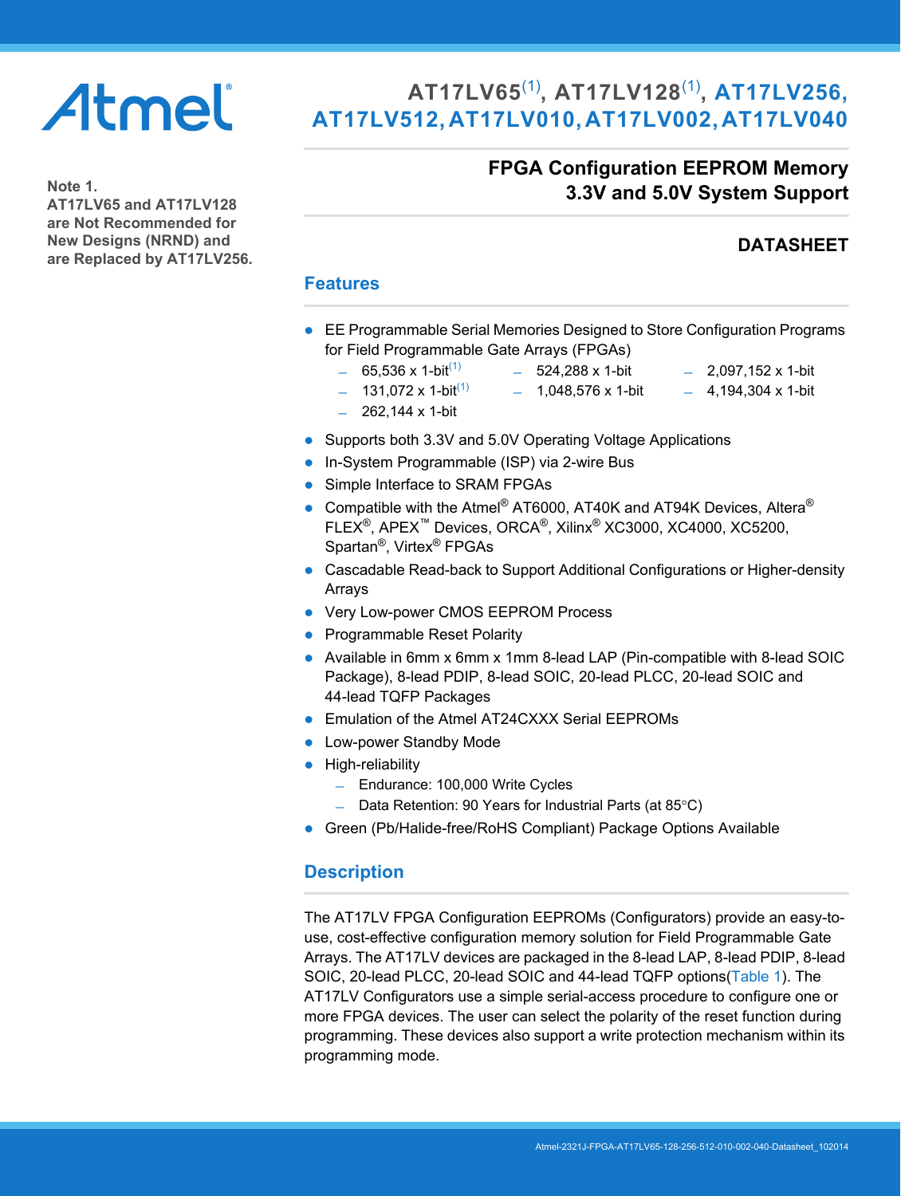Atmel

**Note 1.**
**AT17LV65 and AT17LV128 are Not Recommended for New Designs (NRND) and are Replaced by AT17LV256.**

# AT17LV65[1], AT17LV128[1], AT17LV256, AT17LV512, AT17LV010, AT17LV002, AT17LV040

## FPGA Configuration EEPROM Memory 3.3V and 5.0V System Support

### DATASHEET

## Features

- EE Programmable Serial Memories Designed to Store Configuration Programs for Field Programmable Gate Arrays (FPGAs)
  - 65,536 x 1-bit[1]
  - 131,072 x 1-bit[1]
  - 262,144 x 1-bit
  - 524,288 x 1-bit
  - 1,048,576 x 1-bit
  - 2,097,152 x 1-bit
  - 4,194,304 x 1-bit
- Supports both 3.3V and 5.0V Operating Voltage Applications
- In-System Programmable (ISP) via 2-wire Bus
- Simple Interface to SRAM FPGAs
- Compatible with the Atmel® AT6000, AT40K and AT94K Devices, Altera® FLEX®, APEX™ Devices, ORCA®, Xilinx® XC3000, XC4000, XC5200, Spartan®, Virtex® FPGAs
- Cascadable Read-back to Support Additional Configurations or Higher-density Arrays
- Very Low-power CMOS EEPROM Process
- Programmable Reset Polarity
- Available in 6mm x 6mm x 1mm 8-lead LAP (Pin-compatible with 8-lead SOIC Package), 8-lead PDIP, 8-lead SOIC, 20-lead PLCC, 20-lead SOIC and 44-lead TQFP Packages
- Emulation of the Atmel AT24CXXX Serial EEPROMs
- Low-power Standby Mode
- High-reliability
  - Endurance: 100,000 Write Cycles
  - Data Retention: 90 Years for Industrial Parts (at 85°C)
- Green (Pb/Halide-free/RoHS Compliant) Package Options Available

## Description

The AT17LV FPGA Configuration EEPROMs (Configurators) provide an easy-to-use, cost-effective configuration memory solution for Field Programmable Gate Arrays. The AT17LV devices are packaged in the 8-lead LAP, 8-lead PDIP, 8-lead SOIC, 20-lead PLCC, 20-lead SOIC and 44-lead TQFP options(Table 1). The AT17LV Configurators use a simple serial-access procedure to configure one or more FPGA devices. The user can select the polarity of the reset function during programming. These devices also support a write protection mechanism within its programming mode.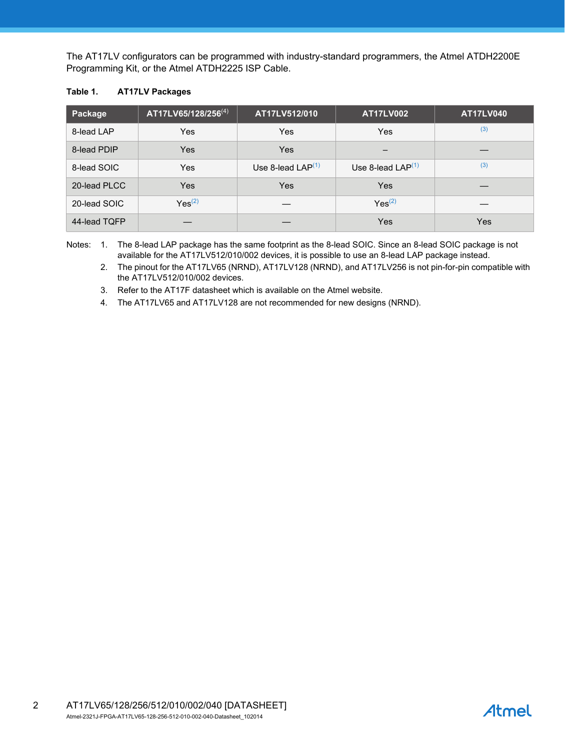The AT17LV configurators can be programmed with industry-standard programmers, the Atmel ATDH2200E Programming Kit, or the Atmel ATDH2225 ISP Cable.

**Table 1. AT17LV Packages**

| Package | AT17LV65/128/256[4] | AT17LV512/010 | AT17LV002 | AT17LV040 |
|---|---|---|---|---|
| 8-lead LAP | Yes | Yes | Yes | [3] |
| 8-lead PDIP | Yes | Yes | – | — |
| 8-lead SOIC | Yes | Use 8-lead LAP[1] | Use 8-lead LAP[1] | [3] |
| 20-lead PLCC | Yes | Yes | Yes | — |
| 20-lead SOIC | Yes[2] | — | Yes[2] | — |
| 44-lead TQFP | — | — | Yes | Yes |

Notes:
1. The 8-lead LAP package has the same footprint as the 8-lead SOIC. Since an 8-lead SOIC package is not available for the AT17LV512/010/002 devices, it is possible to use an 8-lead LAP package instead.
2. The pinout for the AT17LV65 (NRND), AT17LV128 (NRND), and AT17LV256 is not pin-for-pin compatible with the AT17LV512/010/002 devices.
3. Refer to the AT17F datasheet which is available on the Atmel website.
4. The AT17LV65 and AT17LV128 are not recommended for new designs (NRND).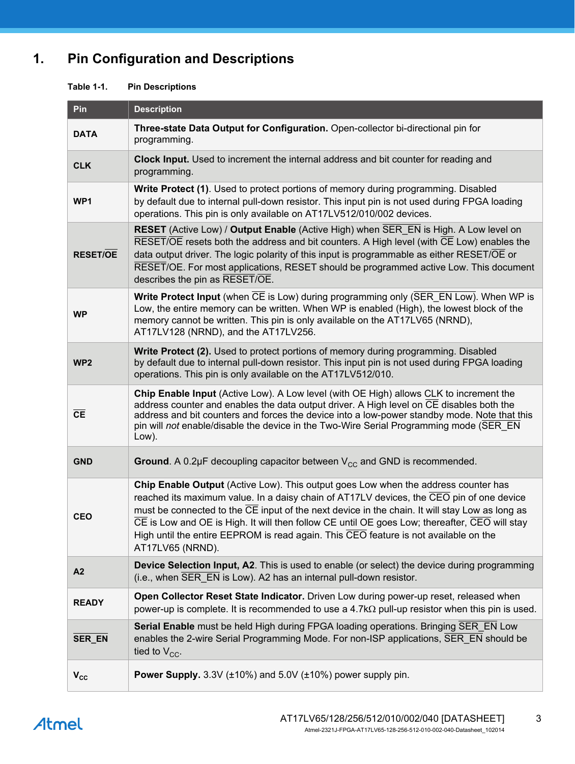# 1. Pin Configuration and Descriptions

**Table 1-1. Pin Descriptions**

| Pin | Description |
|---|---|
| DATA | **Three-state Data Output for Configuration.** Open-collector bi-directional pin for programming. |
| CLK | **Clock Input.** Used to increment the internal address and bit counter for reading and programming. |
| WP1 | **Write Protect (1)**. Used to protect portions of memory during programming. Disabled by default due to internal pull-down resistor. This input pin is not used during FPGA loading operations. This pin is only available on AT17LV512/010/002 devices. |
| RESET/$\overline{\text{OE}}$ | **RESET** (Active Low) / **Output Enable** (Active High) when $\overline{\text{SER\_EN}}$ is High. A Low level on $\overline{\text{RESET}}$/OE resets both the address and bit counters. A High level (with $\overline{\text{CE}}$ Low) enables the data output driver. The logic polarity of this input is programmable as either RESET/$\overline{\text{OE}}$ or $\overline{\text{RESET}}$/OE. For most applications, RESET should be programmed active Low. This document describes the pin as $\overline{\text{RESET}}$/OE. |
| WP | **Write Protect Input** (when $\overline{\text{CE}}$ is Low) during programming only ($\overline{\text{SER\_EN}}$ Low). When WP is Low, the entire memory can be written. When WP is enabled (High), the lowest block of the memory cannot be written. This pin is only available on the AT17LV65 (NRND), AT17LV128 (NRND), and the AT17LV256. |
| WP2 | **Write Protect (2).** Used to protect portions of memory during programming. Disabled by default due to internal pull-down resistor. This input pin is not used during FPGA loading operations. This pin is only available on the AT17LV512/010. |
| $\overline{\text{CE}}$ | **Chip Enable Input** (Active Low). A Low level (with OE High) allows CLK to increment the address counter and enables the data output driver. A High level on $\overline{\text{CE}}$ disables both the address and bit counters and forces the device into a low-power standby mode. Note that this pin will *not* enable/disable the device in the Two-Wire Serial Programming mode ($\overline{\text{SER\_EN}}$ Low). |
| GND | **Ground**. A 0.2µF decoupling capacitor between $V_{CC}$ and GND is recommended. |
| CEO | **Chip Enable Output** (Active Low). This output goes Low when the address counter has reached its maximum value. In a daisy chain of AT17LV devices, the $\overline{\text{CEO}}$ pin of one device must be connected to the $\overline{\text{CE}}$ input of the next device in the chain. It will stay Low as long as $\overline{\text{CE}}$ is Low and OE is High. It will then follow CE until OE goes Low; thereafter, $\overline{\text{CEO}}$ will stay High until the entire EEPROM is read again. This $\overline{\text{CEO}}$ feature is not available on the AT17LV65 (NRND). |
| A2 | **Device Selection Input, A2**. This is used to enable (or select) the device during programming (i.e., when $\overline{\text{SER\_EN}}$ is Low). A2 has an internal pull-down resistor. |
| READY | **Open Collector Reset State Indicator.** Driven Low during power-up reset, released when power-up is complete. It is recommended to use a 4.7kΩ pull-up resistor when this pin is used. |
| $\overline{\text{SER\_EN}}$ | **Serial Enable** must be held High during FPGA loading operations. Bringing $\overline{\text{SER\_EN}}$ Low enables the 2-wire Serial Programming Mode. For non-ISP applications, $\overline{\text{SER\_EN}}$ should be tied to $V_{CC}$. |
| $V_{CC}$ | **Power Supply.** 3.3V (±10%) and 5.0V (±10%) power supply pin. |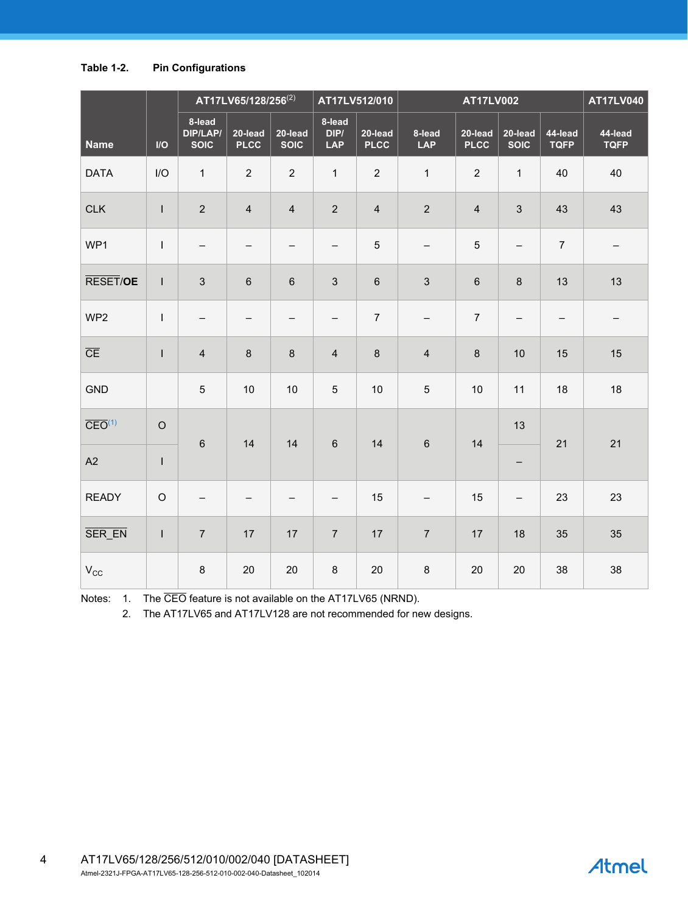**Table 1-2. Pin Configurations**

| Name | I/O | AT17LV65/128/256[(2)] | | | AT17LV512/010 | | AT17LV002 | | | | AT17LV040 |
|---|---|---|---|---|---|---|---|---|---|---|---|
| | | 8-lead DIP/LAP/ SOIC | 20-lead PLCC | 20-lead SOIC | 8-lead DIP/ LAP | 20-lead PLCC | 8-lead LAP | 20-lead PLCC | 20-lead SOIC | 44-lead TQFP | 44-lead TQFP |
| DATA | I/O | 1 | 2 | 2 | 1 | 2 | 1 | 2 | 1 | 40 | 40 |
| CLK | I | 2 | 4 | 4 | 2 | 4 | 2 | 4 | 3 | 43 | 43 |
| WP1 | I | – | – | – | – | 5 | – | 5 | – | 7 | – |
| $\overline{\text{RESET}}$/**OE** | I | 3 | 6 | 6 | 3 | 6 | 3 | 6 | 8 | 13 | 13 |
| WP2 | I | – | – | – | – | 7 | – | 7 | – | – | – |
| $\overline{\text{CE}}$ | I | 4 | 8 | 8 | 4 | 8 | 4 | 8 | 10 | 15 | 15 |
| GND | | 5 | 10 | 10 | 5 | 10 | 5 | 10 | 11 | 18 | 18 |
| $\overline{\text{CEO}}$[(1)] | O | 6 | 14 | 14 | 6 | 14 | 6 | 14 | 13 | 21 | 21 |
| A2 | I | | | | | | | | – | | |
| READY | O | – | – | – | – | 15 | – | 15 | – | 23 | 23 |
| $\overline{\text{SER\_EN}}$ | I | 7 | 17 | 17 | 7 | 17 | 7 | 17 | 18 | 35 | 35 |
| $V_{CC}$ | | 8 | 20 | 20 | 8 | 20 | 8 | 20 | 20 | 38 | 38 |

Notes: 1. The $\overline{\text{CEO}}$ feature is not available on the AT17LV65 (NRND).
2. The AT17LV65 and AT17LV128 are not recommended for new designs.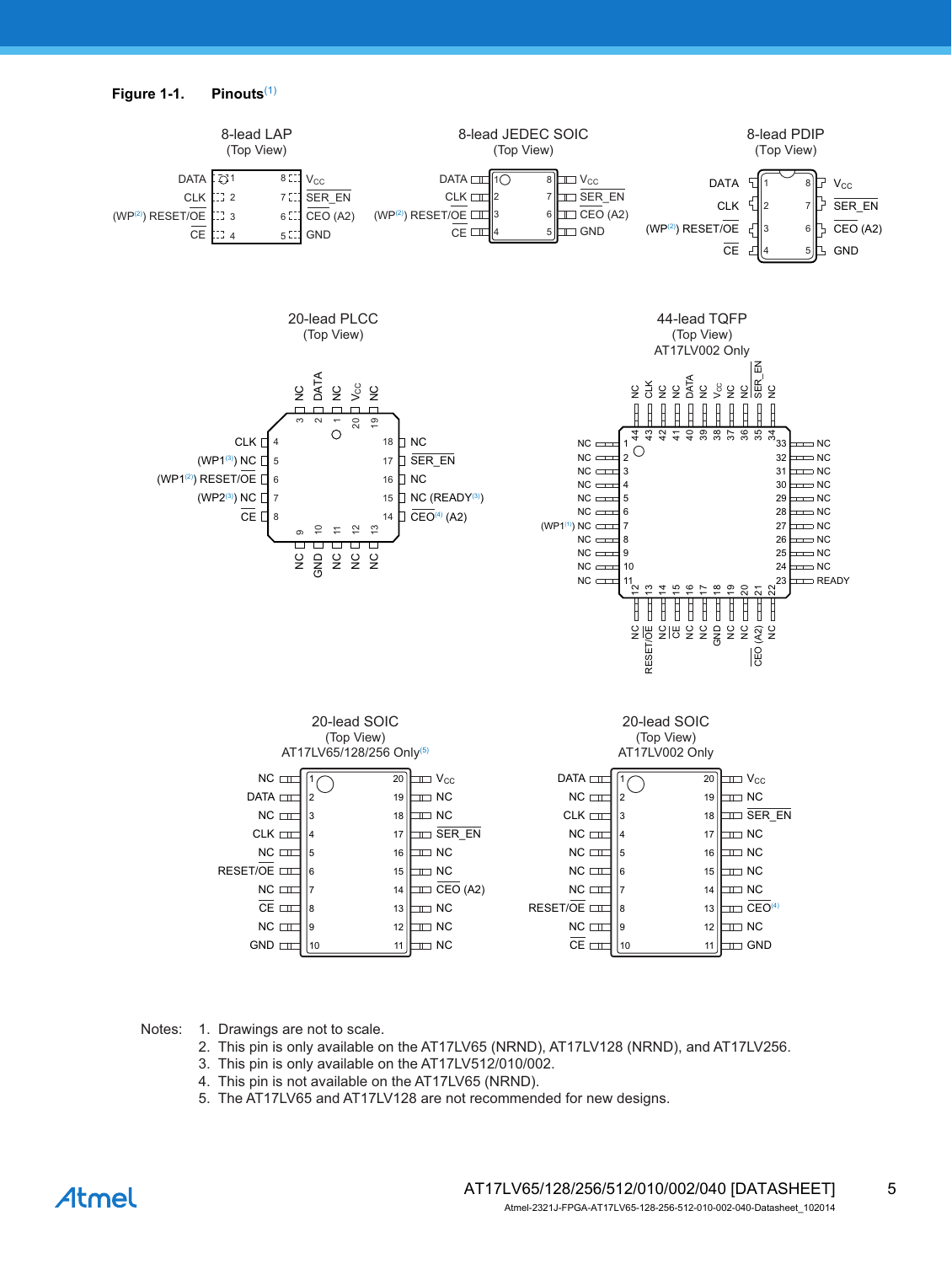**Figure 1-1. Pinouts**[1]

**8-lead LAP (Top View)**

| Pin | Name | Pin | Name |
|---|---|---|---|
| 1 | DATA | 8 | $V_{CC}$ |
| 2 | CLK | 7 | SER_EN |
| 3 | (WP[2]) RESET/OE | 6 | CEO (A2) |
| 4 | CE | 5 | GND |

**8-lead JEDEC SOIC (Top View)**

| Pin | Name | Pin | Name |
|---|---|---|---|
| 1 | DATA | 8 | $V_{CC}$ |
| 2 | CLK | 7 | SER_EN |
| 3 | (WP[2]) RESET/OE | 6 | CEO (A2) |
| 4 | CE | 5 | GND |

**8-lead PDIP (Top View)**

| Pin | Name | Pin | Name |
|---|---|---|---|
| 1 | DATA | 8 | $V_{CC}$ |
| 2 | CLK | 7 | SER_EN |
| 3 | (WP[2]) RESET/OE | 6 | CEO (A2) |
| 4 | CE | 5 | GND |

**20-lead PLCC (Top View)**

| Pin | Name | Pin | Name |
|---|---|---|---|
| 1 | NC | 11 | NC |
| 2 | DATA | 12 | NC |
| 3 | NC | 13 | NC |
| 4 | CLK | 14 | CEO[4] (A2) |
| 5 | (WP1[3]) NC | 15 | NC (READY[3]) |
| 6 | (WP1[2]) RESET/OE | 16 | NC |
| 7 | (WP2[3]) NC | 17 | SER_EN |
| 8 | CE | 18 | NC |
| 9 | NC | 19 | NC |
| 10 | GND | 20 | $V_{CC}$ |

**44-lead TQFP (Top View) AT17LV002 Only**

| Pin | Name | Pin | Name |
|---|---|---|---|
| 1 | NC | 23 | READY |
| 2 | NC | 24 | NC |
| 3 | NC | 25 | NC |
| 4 | NC | 26 | NC |
| 5 | NC | 27 | NC |
| 6 | NC | 28 | NC |
| 7 | (WP1[1]) NC | 29 | NC |
| 8 | NC | 30 | NC |
| 9 | NC | 31 | NC |
| 10 | NC | 32 | NC |
| 11 | NC | 33 | NC |
| 12 | NC | 34 | NC |
| 13 | RESET/OE | 35 | SER_EN |
| 14 | NC | 36 | NC |
| 15 | CE | 37 | NC |
| 16 | NC | 38 | $V_{CC}$ |
| 17 | NC | 39 | NC |
| 18 | GND | 40 | DATA |
| 19 | NC | 41 | NC |
| 20 | NC | 42 | NC |
| 21 | CEO (A2) | 43 | CLK |
| 22 | NC | 44 | NC |

**20-lead SOIC (Top View) AT17LV65/128/256 Only**[5]

| Pin | Name | Pin | Name |
|---|---|---|---|
| 1 | NC | 20 | $V_{CC}$ |
| 2 | DATA | 19 | NC |
| 3 | NC | 18 | NC |
| 4 | CLK | 17 | SER_EN |
| 5 | NC | 16 | NC |
| 6 | RESET/OE | 15 | NC |
| 7 | NC | 14 | CEO (A2) |
| 8 | CE | 13 | NC |
| 9 | NC | 12 | NC |
| 10 | GND | 11 | NC |

**20-lead SOIC (Top View) AT17LV002 Only**

| Pin | Name | Pin | Name |
|---|---|---|---|
| 1 | DATA | 20 | $V_{CC}$ |
| 2 | NC | 19 | NC |
| 3 | CLK | 18 | SER_EN |
| 4 | NC | 17 | NC |
| 5 | NC | 16 | NC |
| 6 | NC | 15 | NC |
| 7 | NC | 14 | NC |
| 8 | RESET/OE | 13 | CEO[4] |
| 9 | NC | 12 | NC |
| 10 | CE | 11 | GND |

Notes:
1. Drawings are not to scale.
2. This pin is only available on the AT17LV65 (NRND), AT17LV128 (NRND), and AT17LV256.
3. This pin is only available on the AT17LV512/010/002.
4. This pin is not available on the AT17LV65 (NRND).
5. The AT17LV65 and AT17LV128 are not recommended for new designs.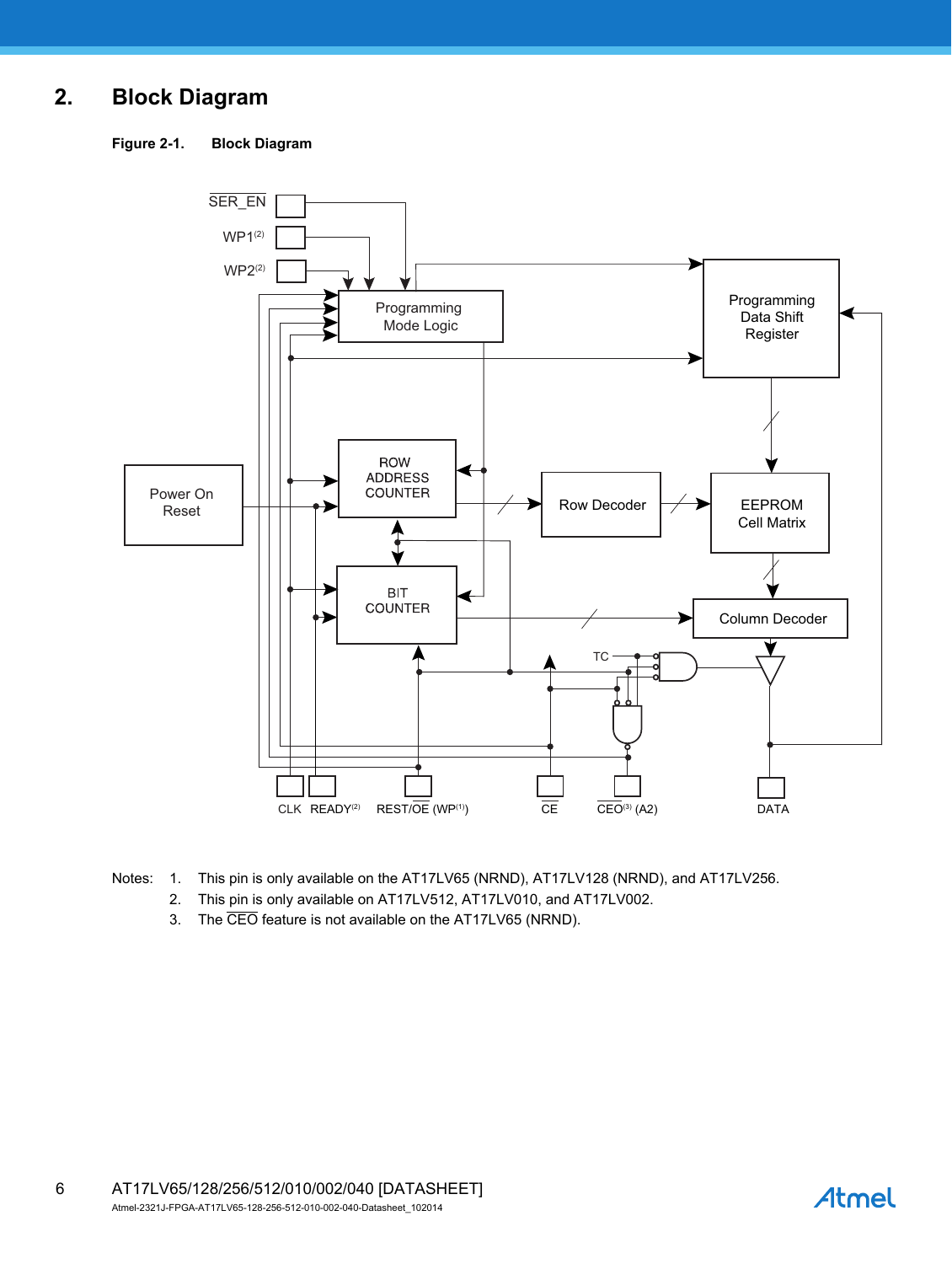## 2. Block Diagram

**Figure 2-1. Block Diagram**

Notes:

1. This pin is only available on the AT17LV65 (NRND), AT17LV128 (NRND), and AT17LV256.
2. This pin is only available on AT17LV512, AT17LV010, and AT17LV002.
3. The CEO feature is not available on the AT17LV65 (NRND).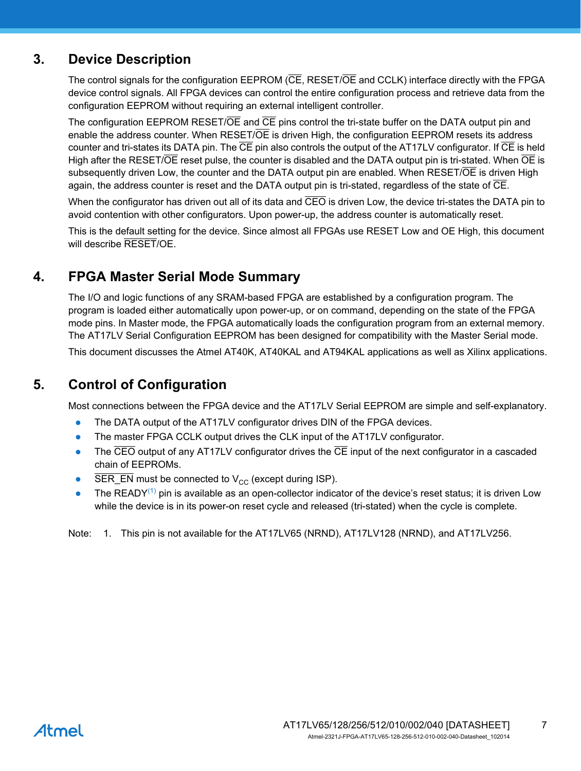## 3. Device Description

The control signals for the configuration EEPROM ($\overline{CE}$, RESET/$\overline{OE}$ and CCLK) interface directly with the FPGA device control signals. All FPGA devices can control the entire configuration process and retrieve data from the configuration EEPROM without requiring an external intelligent controller.

The configuration EEPROM RESET/$\overline{OE}$ and $\overline{CE}$ pins control the tri-state buffer on the DATA output pin and enable the address counter. When RESET/$\overline{OE}$ is driven High, the configuration EEPROM resets its address counter and tri-states its DATA pin. The $\overline{CE}$ pin also controls the output of the AT17LV configurator. If $\overline{CE}$ is held High after the RESET/$\overline{OE}$ reset pulse, the counter is disabled and the DATA output pin is tri-stated. When $\overline{OE}$ is subsequently driven Low, the counter and the DATA output pin are enabled. When RESET/$\overline{OE}$ is driven High again, the address counter is reset and the DATA output pin is tri-stated, regardless of the state of $\overline{CE}$.

When the configurator has driven out all of its data and $\overline{CEO}$ is driven Low, the device tri-states the DATA pin to avoid contention with other configurators. Upon power-up, the address counter is automatically reset.

This is the default setting for the device. Since almost all FPGAs use RESET Low and OE High, this document will describe $\overline{RESET}$/OE.

## 4. FPGA Master Serial Mode Summary

The I/O and logic functions of any SRAM-based FPGA are established by a configuration program. The program is loaded either automatically upon power-up, or on command, depending on the state of the FPGA mode pins. In Master mode, the FPGA automatically loads the configuration program from an external memory. The AT17LV Serial Configuration EEPROM has been designed for compatibility with the Master Serial mode.

This document discusses the Atmel AT40K, AT40KAL and AT94KAL applications as well as Xilinx applications.

## 5. Control of Configuration

Most connections between the FPGA device and the AT17LV Serial EEPROM are simple and self-explanatory.

- The DATA output of the AT17LV configurator drives DIN of the FPGA devices.
- The master FPGA CCLK output drives the CLK input of the AT17LV configurator.
- The $\overline{CEO}$ output of any AT17LV configurator drives the $\overline{CE}$ input of the next configurator in a cascaded chain of EEPROMs.
- $\overline{SER\_EN}$ must be connected to $V_{CC}$ (except during ISP).
- The READY[1] pin is available as an open-collector indicator of the device's reset status; it is driven Low while the device is in its power-on reset cycle and released (tri-stated) when the cycle is complete.

Note: 1. This pin is not available for the AT17LV65 (NRND), AT17LV128 (NRND), and AT17LV256.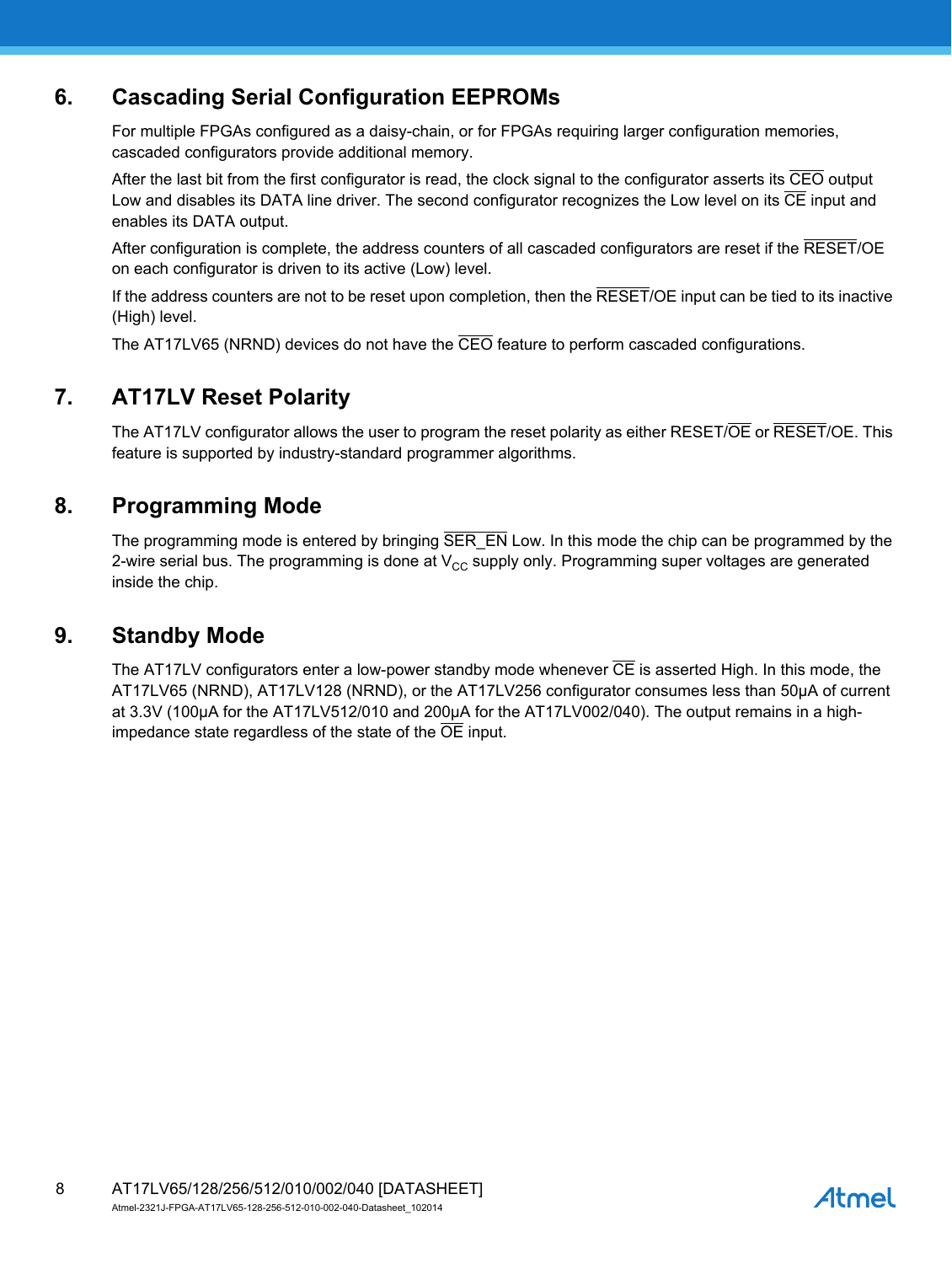## 6. Cascading Serial Configuration EEPROMs

For multiple FPGAs configured as a daisy-chain, or for FPGAs requiring larger configuration memories, cascaded configurators provide additional memory.

After the last bit from the first configurator is read, the clock signal to the configurator asserts its $\overline{\text{CEO}}$ output Low and disables its DATA line driver. The second configurator recognizes the Low level on its $\overline{\text{CE}}$ input and enables its DATA output.

After configuration is complete, the address counters of all cascaded configurators are reset if the $\overline{\text{RESET}}$/OE on each configurator is driven to its active (Low) level.

If the address counters are not to be reset upon completion, then the $\overline{\text{RESET}}$/OE input can be tied to its inactive (High) level.

The AT17LV65 (NRND) devices do not have the $\overline{\text{CEO}}$ feature to perform cascaded configurations.

## 7. AT17LV Reset Polarity

The AT17LV configurator allows the user to program the reset polarity as either RESET/$\overline{\text{OE}}$ or $\overline{\text{RESET}}$/OE. This feature is supported by industry-standard programmer algorithms.

## 8. Programming Mode

The programming mode is entered by bringing $\overline{\text{SER\_EN}}$ Low. In this mode the chip can be programmed by the 2-wire serial bus. The programming is done at $V_{CC}$ supply only. Programming super voltages are generated inside the chip.

## 9. Standby Mode

The AT17LV configurators enter a low-power standby mode whenever $\overline{\text{CE}}$ is asserted High. In this mode, the AT17LV65 (NRND), AT17LV128 (NRND), or the AT17LV256 configurator consumes less than 50µA of current at 3.3V (100µA for the AT17LV512/010 and 200µA for the AT17LV002/040). The output remains in a high-impedance state regardless of the state of the $\overline{\text{OE}}$ input.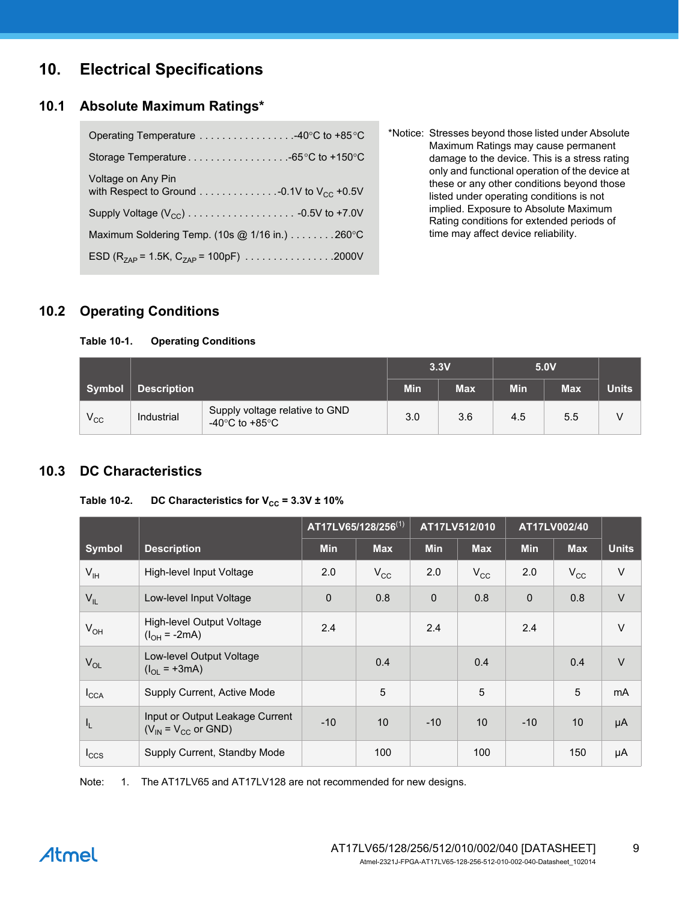# 10. Electrical Specifications

## 10.1 Absolute Maximum Ratings*

Operating Temperature . . . . . . . . . . . . . . . . .-40°C to +85°C

Storage Temperature . . . . . . . . . . . . . . . . . .-65°C to +150°C

Voltage on Any Pin with Respect to Ground . . . . . . . . . . . . . .-0.1V to $V_{CC}$ +0.5V

Supply Voltage ($V_{CC}$) . . . . . . . . . . . . . . . . . . . -0.5V to +7.0V

Maximum Soldering Temp. (10s @ 1/16 in.) . . . . . . . .260°C

ESD ($R_{ZAP}$ = 1.5K, $C_{ZAP}$ = 100pF) . . . . . . . . . . . . . . . .2000V

*Notice: Stresses beyond those listed under Absolute Maximum Ratings may cause permanent damage to the device. This is a stress rating only and functional operation of the device at these or any other conditions beyond those listed under operating conditions is not implied. Exposure to Absolute Maximum Rating conditions for extended periods of time may affect device reliability.

## 10.2 Operating Conditions

**Table 10-1. Operating Conditions**

| Symbol | Description | | 3.3V | | 5.0V | | Units |
|---|---|---|---|---|---|---|---|
| | | | Min | Max | Min | Max | |
| $V_{CC}$ | Industrial | Supply voltage relative to GND -40°C to +85°C | 3.0 | 3.6 | 4.5 | 5.5 | V |

## 10.3 DC Characteristics

**Table 10-2. DC Characteristics for $V_{CC}$ = 3.3V ± 10%**

| Symbol | Description | AT17LV65/128/256[(1)] | | AT17LV512/010 | | AT17LV002/40 | | Units |
|---|---|---|---|---|---|---|---|---|
| | | Min | Max | Min | Max | Min | Max | |
| $V_{IH}$ | High-level Input Voltage | 2.0 | $V_{CC}$ | 2.0 | $V_{CC}$ | 2.0 | $V_{CC}$ | V |
| $V_{IL}$ | Low-level Input Voltage | 0 | 0.8 | 0 | 0.8 | 0 | 0.8 | V |
| $V_{OH}$ | High-level Output Voltage ($I_{OH}$ = -2mA) | 2.4 | | 2.4 | | 2.4 | | V |
| $V_{OL}$ | Low-level Output Voltage ($I_{OL}$ = +3mA) | | 0.4 | | 0.4 | | 0.4 | V |
| $I_{CCA}$ | Supply Current, Active Mode | | 5 | | 5 | | 5 | mA |
| $I_L$ | Input or Output Leakage Current ($V_{IN}$ = $V_{CC}$ or GND) | -10 | 10 | -10 | 10 | -10 | 10 | µA |
| $I_{CCS}$ | Supply Current, Standby Mode | | 100 | | 100 | | 150 | µA |

Note: 1. The AT17LV65 and AT17LV128 are not recommended for new designs.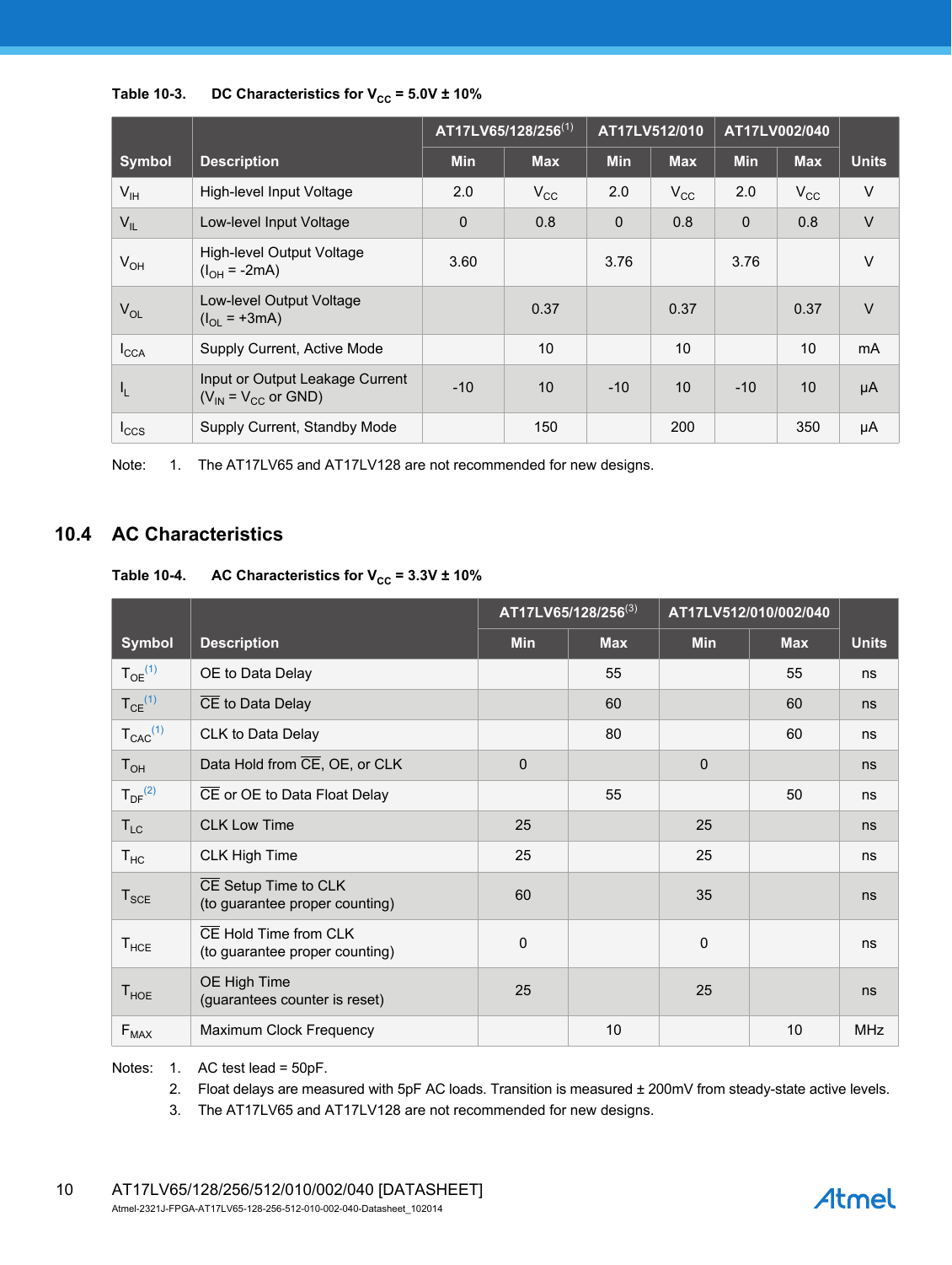**Table 10-3. DC Characteristics for $V_{CC}$ = 5.0V ± 10%**

| Symbol | Description | AT17LV65/128/256[1] | | AT17LV512/010 | | AT17LV002/040 | | Units |
|---|---|---|---|---|---|---|---|---|
| | | Min | Max | Min | Max | Min | Max | |
| $V_{IH}$ | High-level Input Voltage | 2.0 | $V_{CC}$ | 2.0 | $V_{CC}$ | 2.0 | $V_{CC}$ | V |
| $V_{IL}$ | Low-level Input Voltage | 0 | 0.8 | 0 | 0.8 | 0 | 0.8 | V |
| $V_{OH}$ | High-level Output Voltage ($I_{OH}$ = -2mA) | 3.60 | | 3.76 | | 3.76 | | V |
| $V_{OL}$ | Low-level Output Voltage ($I_{OL}$ = +3mA) | | 0.37 | | 0.37 | | 0.37 | V |
| $I_{CCA}$ | Supply Current, Active Mode | | 10 | | 10 | | 10 | mA |
| $I_L$ | Input or Output Leakage Current ($V_{IN}$ = $V_{CC}$ or GND) | -10 | 10 | -10 | 10 | -10 | 10 | µA |
| $I_{CCS}$ | Supply Current, Standby Mode | | 150 | | 200 | | 350 | µA |

Note: 1. The AT17LV65 and AT17LV128 are not recommended for new designs.

## 10.4 AC Characteristics

**Table 10-4. AC Characteristics for $V_{CC}$ = 3.3V ± 10%**

| Symbol | Description | AT17LV65/128/256[3] | | AT17LV512/010/002/040 | | Units |
|---|---|---|---|---|---|---|
| | | Min | Max | Min | Max | |
| $T_{OE}$[1] | OE to Data Delay | | 55 | | 55 | ns |
| $T_{CE}$[1] | $\overline{CE}$ to Data Delay | | 60 | | 60 | ns |
| $T_{CAC}$[1] | CLK to Data Delay | | 80 | | 60 | ns |
| $T_{OH}$ | Data Hold from $\overline{CE}$, OE, or CLK | 0 | | 0 | | ns |
| $T_{DF}$[2] | $\overline{CE}$ or OE to Data Float Delay | | 55 | | 50 | ns |
| $T_{LC}$ | CLK Low Time | 25 | | 25 | | ns |
| $T_{HC}$ | CLK High Time | 25 | | 25 | | ns |
| $T_{SCE}$ | $\overline{CE}$ Setup Time to CLK (to guarantee proper counting) | 60 | | 35 | | ns |
| $T_{HCE}$ | $\overline{CE}$ Hold Time from CLK (to guarantee proper counting) | 0 | | 0 | | ns |
| $T_{HOE}$ | OE High Time (guarantees counter is reset) | 25 | | 25 | | ns |
| $F_{MAX}$ | Maximum Clock Frequency | | 10 | | 10 | MHz |

Notes:
1. AC test lead = 50pF.
2. Float delays are measured with 5pF AC loads. Transition is measured ± 200mV from steady-state active levels.
3. The AT17LV65 and AT17LV128 are not recommended for new designs.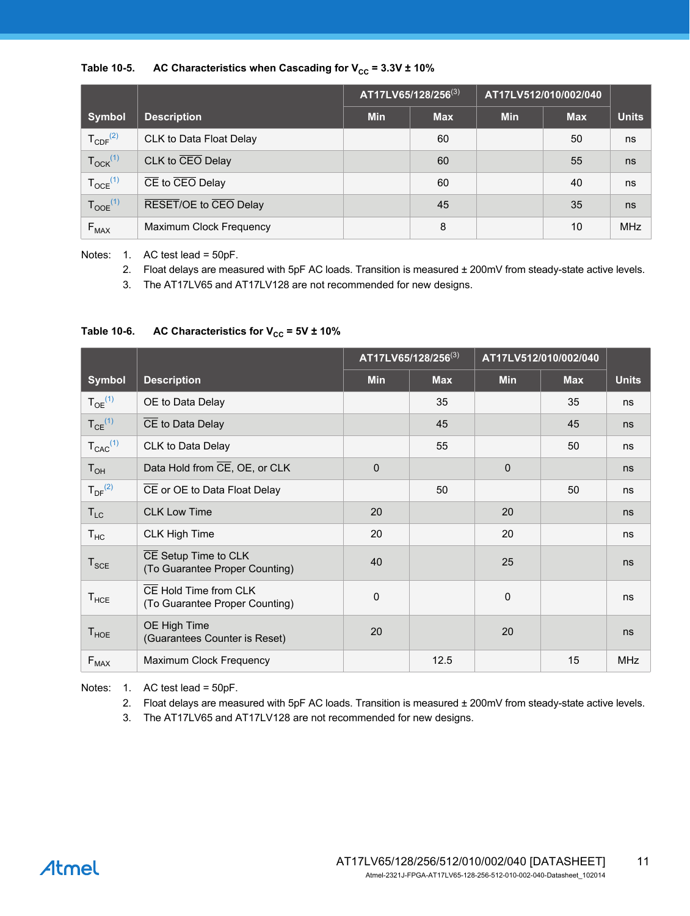**Table 10-5. AC Characteristics when Cascading for $V_{CC}$ = 3.3V ± 10%**

| Symbol | Description | AT17LV65/128/256[3] | | AT17LV512/010/002/040 | | Units |
|---|---|---|---|---|---|---|
| | | Min | Max | Min | Max | |
| $T_{CDF}$[2] | CLK to Data Float Delay | | 60 | | 50 | ns |
| $T_{OCK}$[1] | CLK to $\overline{CEO}$ Delay | | 60 | | 55 | ns |
| $T_{OCE}$[1] | $\overline{CE}$ to $\overline{CEO}$ Delay | | 60 | | 40 | ns |
| $T_{OOE}$[1] | $\overline{RESET}$/OE to $\overline{CEO}$ Delay | | 45 | | 35 | ns |
| $F_{MAX}$ | Maximum Clock Frequency | | 8 | | 10 | MHz |

Notes:
1. AC test lead = 50pF.
2. Float delays are measured with 5pF AC loads. Transition is measured ± 200mV from steady-state active levels.
3. The AT17LV65 and AT17LV128 are not recommended for new designs.

**Table 10-6. AC Characteristics for $V_{CC}$ = 5V ± 10%**

| Symbol | Description | AT17LV65/128/256[3] | | AT17LV512/010/002/040 | | Units |
|---|---|---|---|---|---|---|
| | | Min | Max | Min | Max | |
| $T_{OE}$[1] | OE to Data Delay | | 35 | | 35 | ns |
| $T_{CE}$[1] | $\overline{CE}$ to Data Delay | | 45 | | 45 | ns |
| $T_{CAC}$[1] | CLK to Data Delay | | 55 | | 50 | ns |
| $T_{OH}$ | Data Hold from $\overline{CE}$, OE, or CLK | 0 | | 0 | | ns |
| $T_{DF}$[2] | $\overline{CE}$ or OE to Data Float Delay | | 50 | | 50 | ns |
| $T_{LC}$ | CLK Low Time | 20 | | 20 | | ns |
| $T_{HC}$ | CLK High Time | 20 | | 20 | | ns |
| $T_{SCE}$ | $\overline{CE}$ Setup Time to CLK (To Guarantee Proper Counting) | 40 | | 25 | | ns |
| $T_{HCE}$ | $\overline{CE}$ Hold Time from CLK (To Guarantee Proper Counting) | 0 | | 0 | | ns |
| $T_{HOE}$ | OE High Time (Guarantees Counter is Reset) | 20 | | 20 | | ns |
| $F_{MAX}$ | Maximum Clock Frequency | | 12.5 | | 15 | MHz |

Notes:
1. AC test lead = 50pF.
2. Float delays are measured with 5pF AC loads. Transition is measured ± 200mV from steady-state active levels.
3. The AT17LV65 and AT17LV128 are not recommended for new designs.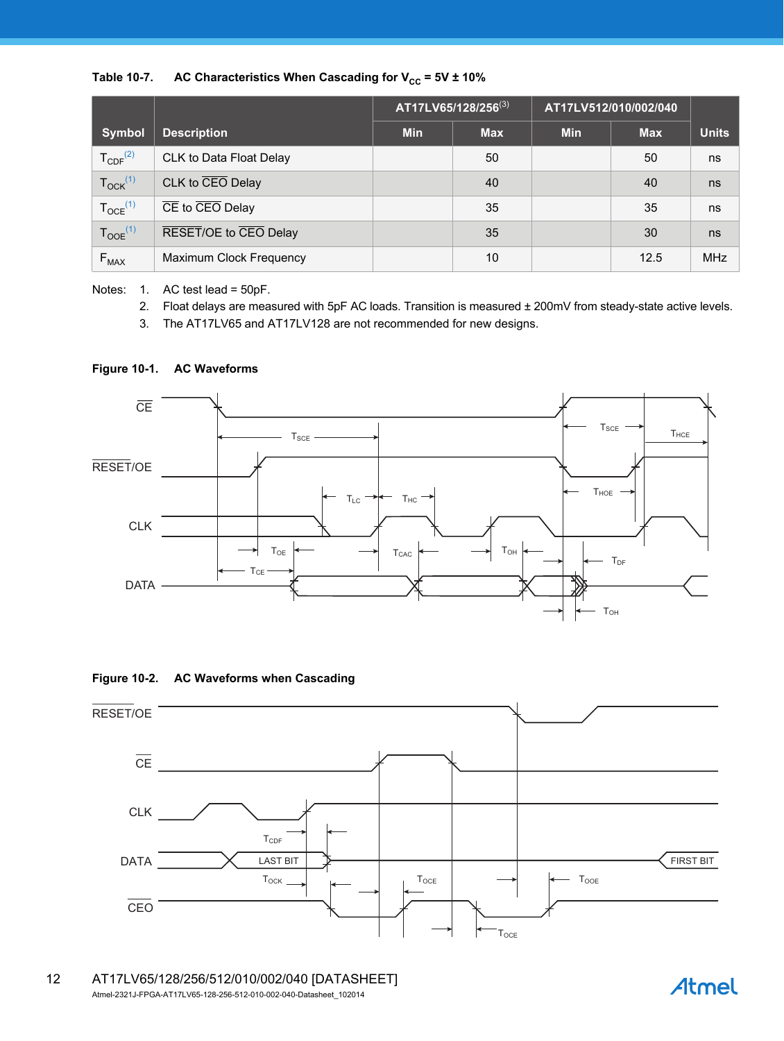**Table 10-7. AC Characteristics When Cascading for $V_{CC}$ = 5V ± 10%**

| Symbol | Description | AT17LV65/128/256[3] | | AT17LV512/010/002/040 | | Units |
|---|---|---|---|---|---|---|
| | | Min | Max | Min | Max | |
| $T_{CDF}$[2] | CLK to Data Float Delay | | 50 | | 50 | ns |
| $T_{OCK}$[1] | CLK to $\overline{CEO}$ Delay | | 40 | | 40 | ns |
| $T_{OCE}$[1] | $\overline{CE}$ to $\overline{CEO}$ Delay | | 35 | | 35 | ns |
| $T_{OOE}$[1] | $\overline{RESET}$/OE to $\overline{CEO}$ Delay | | 35 | | 30 | ns |
| $F_{MAX}$ | Maximum Clock Frequency | | 10 | | 12.5 | MHz |

Notes:
1. AC test load = 50pF.
2. Float delays are measured with 5pF AC loads. Transition is measured ± 200mV from steady-state active levels.
3. The AT17LV65 and AT17LV128 are not recommended for new designs.

**Figure 10-1. AC Waveforms**

**Figure 10-2. AC Waveforms when Cascading**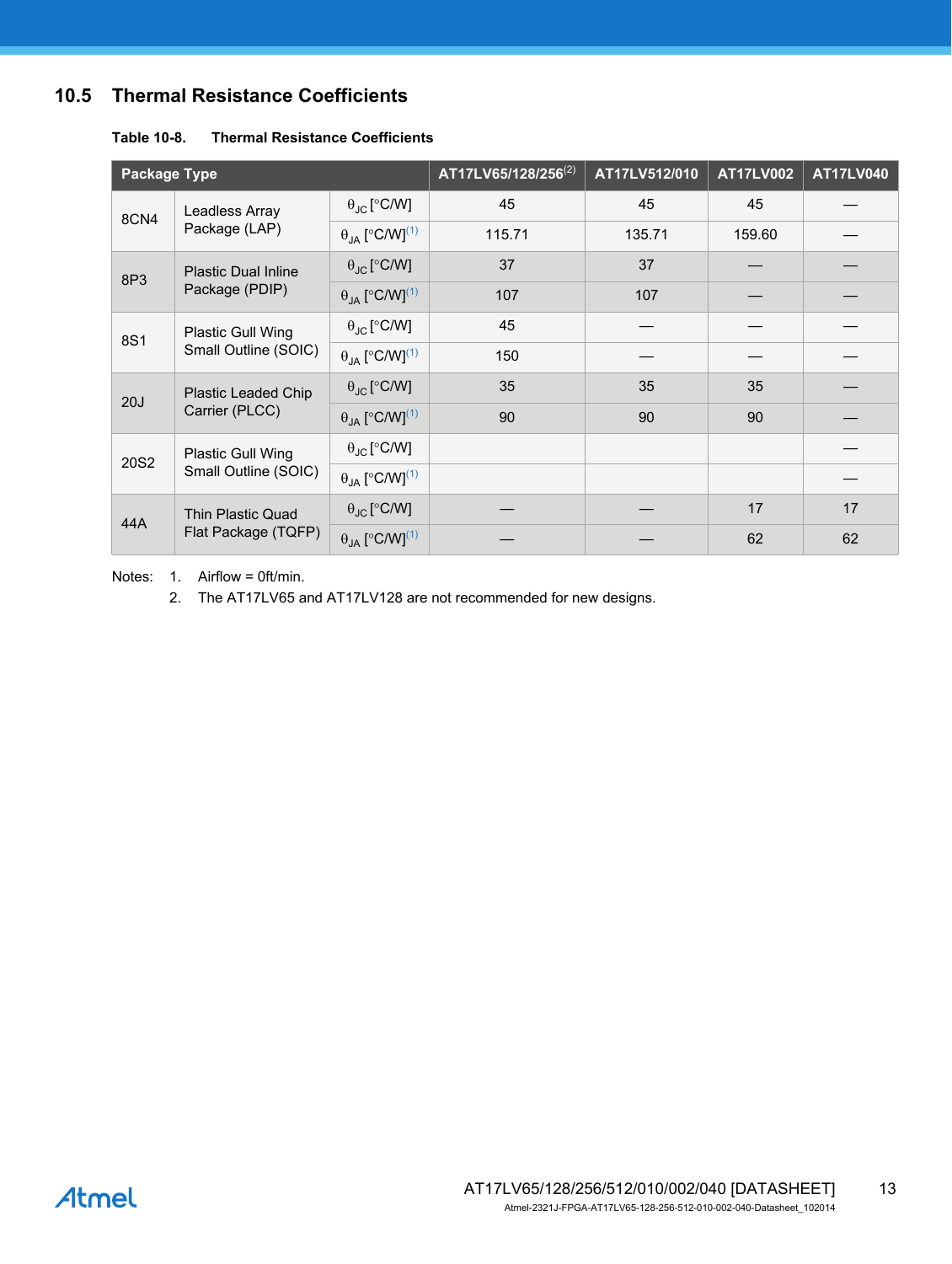## 10.5 Thermal Resistance Coefficients

**Table 10-8. Thermal Resistance Coefficients**

| Package Type | | | AT17LV65/128/256[2] | AT17LV512/010 | AT17LV002 | AT17LV040 |
|---|---|---|---|---|---|---|
| 8CN4 | Leadless Array Package (LAP) | $\theta_{JC}$ [°C/W] | 45 | 45 | 45 | — |
| | | $\theta_{JA}$ [°C/W][1] | 115.71 | 135.71 | 159.60 | — |
| 8P3 | Plastic Dual Inline Package (PDIP) | $\theta_{JC}$ [°C/W] | 37 | 37 | — | — |
| | | $\theta_{JA}$ [°C/W][1] | 107 | 107 | — | — |
| 8S1 | Plastic Gull Wing Small Outline (SOIC) | $\theta_{JC}$ [°C/W] | 45 | — | — | — |
| | | $\theta_{JA}$ [°C/W][1] | 150 | — | — | — |
| 20J | Plastic Leaded Chip Carrier (PLCC) | $\theta_{JC}$ [°C/W] | 35 | 35 | 35 | — |
| | | $\theta_{JA}$ [°C/W][1] | 90 | 90 | 90 | — |
| 20S2 | Plastic Gull Wing Small Outline (SOIC) | $\theta_{JC}$ [°C/W] | | | | — |
| | | $\theta_{JA}$ [°C/W][1] | | | | — |
| 44A | Thin Plastic Quad Flat Package (TQFP) | $\theta_{JC}$ [°C/W] | — | — | 17 | 17 |
| | | $\theta_{JA}$ [°C/W][1] | — | — | 62 | 62 |

Notes:
1. Airflow = 0ft/min.
2. The AT17LV65 and AT17LV128 are not recommended for new designs.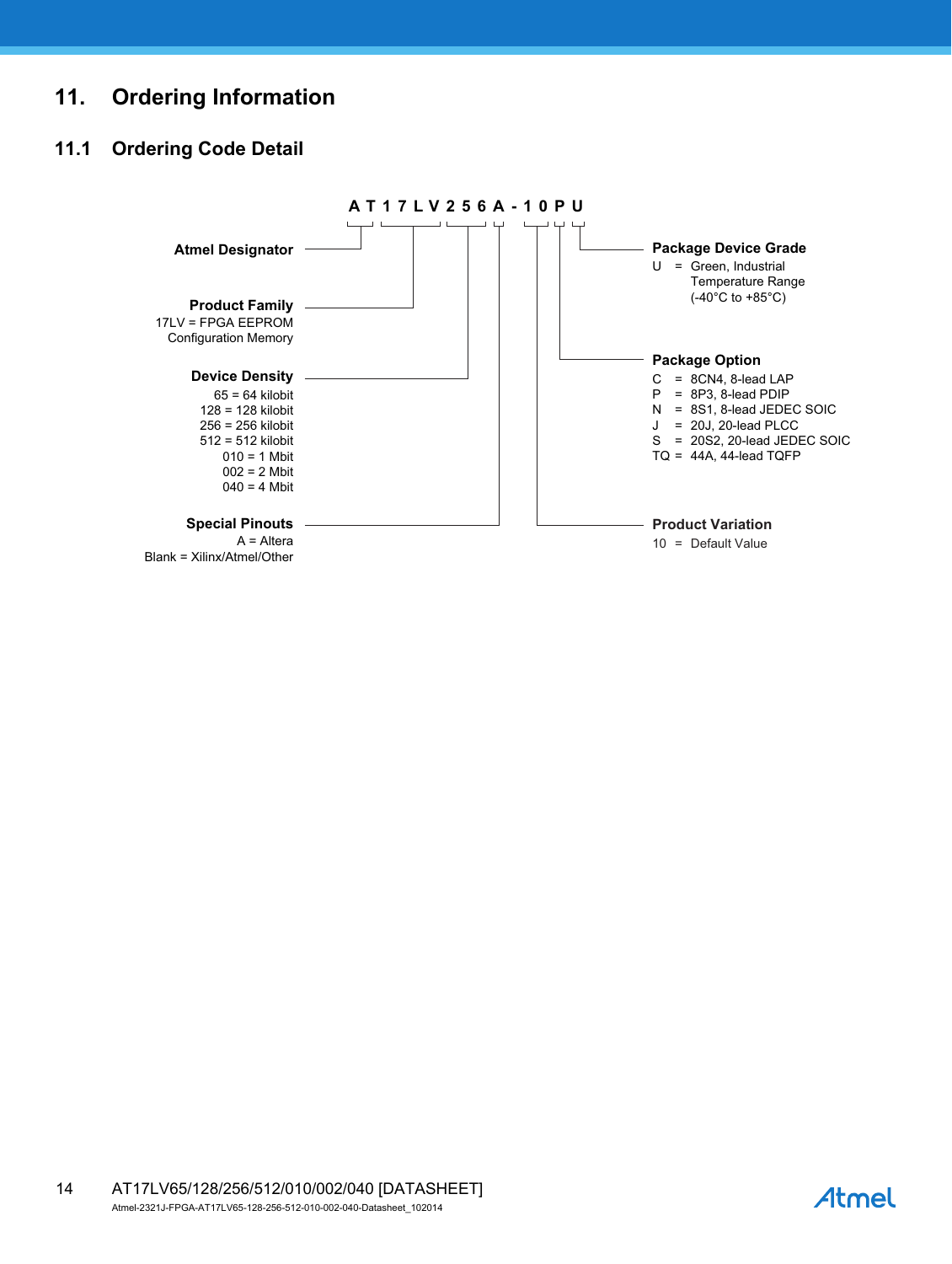# 11. Ordering Information

## 11.1 Ordering Code Detail

**A T 1 7 L V 2 5 6 A - 1 0 P U**

**Atmel Designator**

**Product Family**
17LV = FPGA EEPROM Configuration Memory

**Device Density**
65 = 64 kilobit
128 = 128 kilobit
256 = 256 kilobit
512 = 512 kilobit
010 = 1 Mbit
002 = 2 Mbit
040 = 4 Mbit

**Special Pinouts**
A = Altera
Blank = Xilinx/Atmel/Other

**Package Device Grade**
U = Green, Industrial Temperature Range (-40°C to +85°C)

**Package Option**
C = 8CN4, 8-lead LAP
P = 8P3, 8-lead PDIP
N = 8S1, 8-lead JEDEC SOIC
J = 20J, 20-lead PLCC
S = 20S2, 20-lead JEDEC SOIC
TQ = 44A, 44-lead TQFP

**Product Variation**
10 = Default Value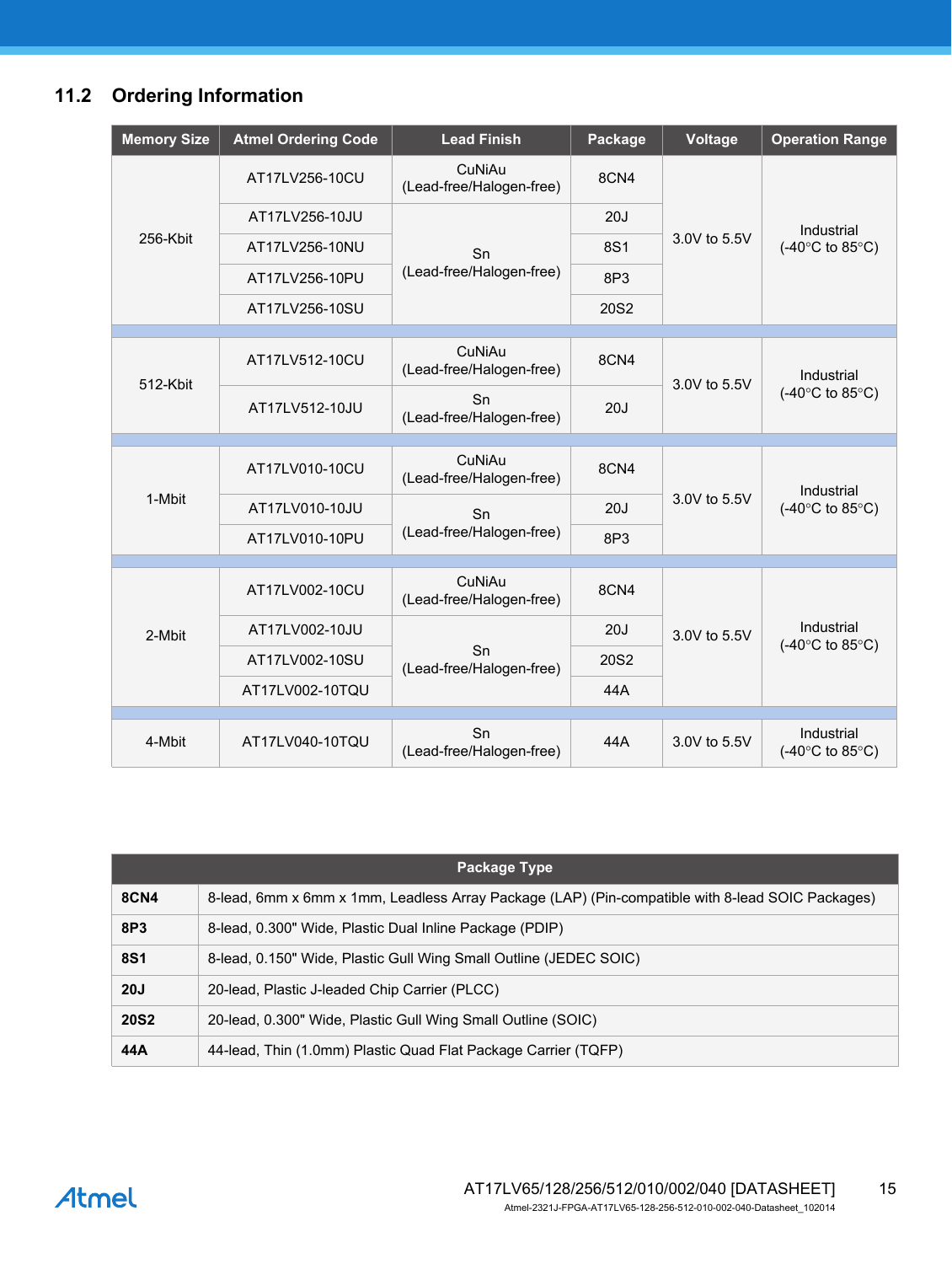## 11.2 Ordering Information

| Memory Size | Atmel Ordering Code | Lead Finish | Package | Voltage | Operation Range |
|---|---|---|---|---|---|
| 256-Kbit | AT17LV256-10CU | CuNiAu (Lead-free/Halogen-free) | 8CN4 | 3.0V to 5.5V | Industrial (-40°C to 85°C) |
| | AT17LV256-10JU | Sn (Lead-free/Halogen-free) | 20J | | |
| | AT17LV256-10NU | | 8S1 | | |
| | AT17LV256-10PU | | 8P3 | | |
| | AT17LV256-10SU | | 20S2 | | |
| 512-Kbit | AT17LV512-10CU | CuNiAu (Lead-free/Halogen-free) | 8CN4 | 3.0V to 5.5V | Industrial (-40°C to 85°C) |
| | AT17LV512-10JU | Sn (Lead-free/Halogen-free) | 20J | | |
| 1-Mbit | AT17LV010-10CU | CuNiAu (Lead-free/Halogen-free) | 8CN4 | 3.0V to 5.5V | Industrial (-40°C to 85°C) |
| | AT17LV010-10JU | Sn (Lead-free/Halogen-free) | 20J | | |
| | AT17LV010-10PU | | 8P3 | | |
| 2-Mbit | AT17LV002-10CU | CuNiAu (Lead-free/Halogen-free) | 8CN4 | 3.0V to 5.5V | Industrial (-40°C to 85°C) |
| | AT17LV002-10JU | Sn (Lead-free/Halogen-free) | 20J | | |
| | AT17LV002-10SU | | 20S2 | | |
| | AT17LV002-10TQU | | 44A | | |
| 4-Mbit | AT17LV040-10TQU | Sn (Lead-free/Halogen-free) | 44A | 3.0V to 5.5V | Industrial (-40°C to 85°C) |

| Package Type | |
|---|---|
| **8CN4** | 8-lead, 6mm x 6mm x 1mm, Leadless Array Package (LAP) (Pin-compatible with 8-lead SOIC Packages) |
| **8P3** | 8-lead, 0.300" Wide, Plastic Dual Inline Package (PDIP) |
| **8S1** | 8-lead, 0.150" Wide, Plastic Gull Wing Small Outline (JEDEC SOIC) |
| **20J** | 20-lead, Plastic J-leaded Chip Carrier (PLCC) |
| **20S2** | 20-lead, 0.300" Wide, Plastic Gull Wing Small Outline (SOIC) |
| **44A** | 44-lead, Thin (1.0mm) Plastic Quad Flat Package Carrier (TQFP) |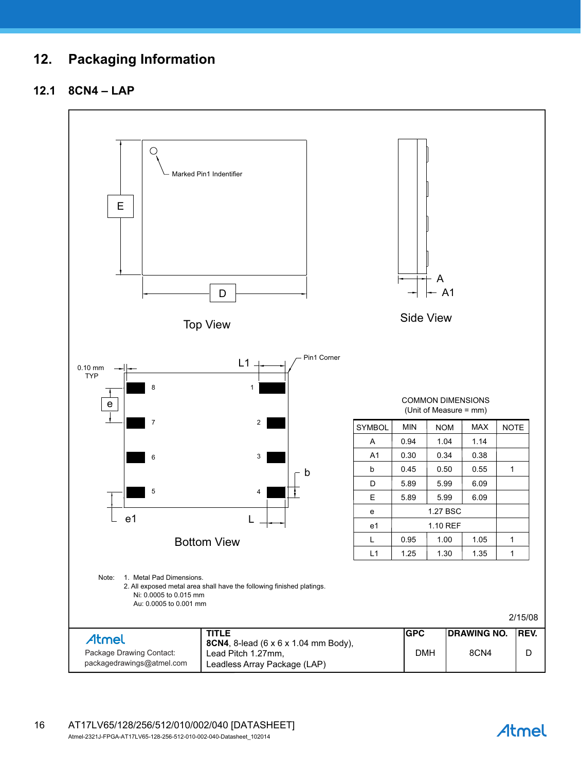# 12. Packaging Information

## 12.1 8CN4 – LAP

Marked Pin1 Indentifier

E

D

Top View

A

A1

Side View

0.10 mm TYP

L1

Pin1 Corner

e

8 7 6 5

1 2 3 4

b

e1

L

Bottom View

COMMON DIMENSIONS
(Unit of Measure = mm)

| SYMBOL | MIN | NOM | MAX | NOTE |
|---|---|---|---|---|
| A | 0.94 | 1.04 | 1.14 | |
| A1 | 0.30 | 0.34 | 0.38 | |
| b | 0.45 | 0.50 | 0.55 | 1 |
| D | 5.89 | 5.99 | 6.09 | |
| E | 5.89 | 5.99 | 6.09 | |
| e | | 1.27 BSC | | |
| e1 | | 1.10 REF | | |
| L | 0.95 | 1.00 | 1.05 | 1 |
| L1 | 1.25 | 1.30 | 1.35 | 1 |

Note: 1. Metal Pad Dimensions.
2. All exposed metal area shall have the following finished platings.
Ni: 0.0005 to 0.015 mm
Au: 0.0005 to 0.001 mm

2/15/08

| Atmel Package Drawing Contact: packagedrawings@atmel.com | TITLE **8CN4**, 8-lead (6 x 6 x 1.04 mm Body), Lead Pitch 1.27mm, Leadless Array Package (LAP) | GPC | DRAWING NO. | REV. |
|---|---|---|---|---|
| | | DMH | 8CN4 | D |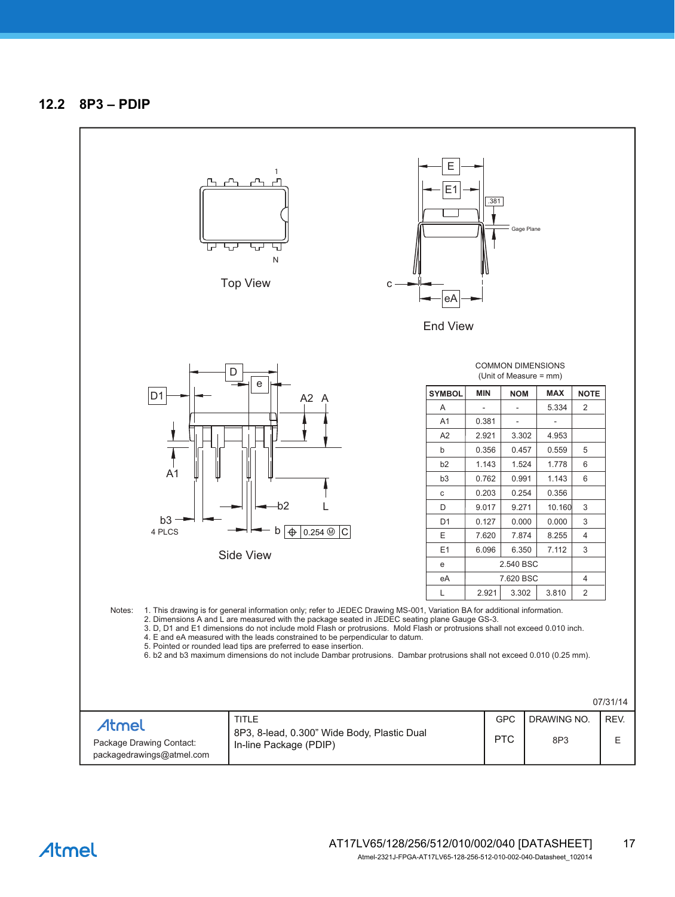## 12.2 8P3 – PDIP

Top View

End View

Side View

COMMON DIMENSIONS
(Unit of Measure = mm)

| SYMBOL | MIN | NOM | MAX | NOTE |
|---|---|---|---|---|
| A | - | - | 5.334 | 2 |
| A1 | 0.381 | - | - | |
| A2 | 2.921 | 3.302 | 4.953 | |
| b | 0.356 | 0.457 | 0.559 | 5 |
| b2 | 1.143 | 1.524 | 1.778 | 6 |
| b3 | 0.762 | 0.991 | 1.143 | 6 |
| c | 0.203 | 0.254 | 0.356 | |
| D | 9.017 | 9.271 | 10.160 | 3 |
| D1 | 0.127 | 0.000 | 0.000 | 3 |
| E | 7.620 | 7.874 | 8.255 | 4 |
| E1 | 6.096 | 6.350 | 7.112 | 3 |
| e | | 2.540 BSC | | |
| eA | | 7.620 BSC | | 4 |
| L | 2.921 | 3.302 | 3.810 | 2 |

Notes:
1. This drawing is for general information only; refer to JEDEC Drawing MS-001, Variation BA for additional information.
2. Dimensions A and L are measured with the package seated in JEDEC seating plane Gauge GS-3.
3. D, D1 and E1 dimensions do not include mold Flash or protrusions. Mold Flash or protrusions shall not exceed 0.010 inch.
4. E and eA measured with the leads constrained to be perpendicular to datum.
5. Pointed or rounded lead tips are preferred to ease insertion.
6. b2 and b3 maximum dimensions do not include Dambar protrusions. Dambar protrusions shall not exceed 0.010 (0.25 mm).

07/31/14

| Atmel Package Drawing Contact: packagedrawings@atmel.com | TITLE 8P3, 8-lead, 0.300" Wide Body, Plastic Dual In-line Package (PDIP) | GPC PTC | DRAWING NO. 8P3 | REV. E |
|---|---|---|---|---|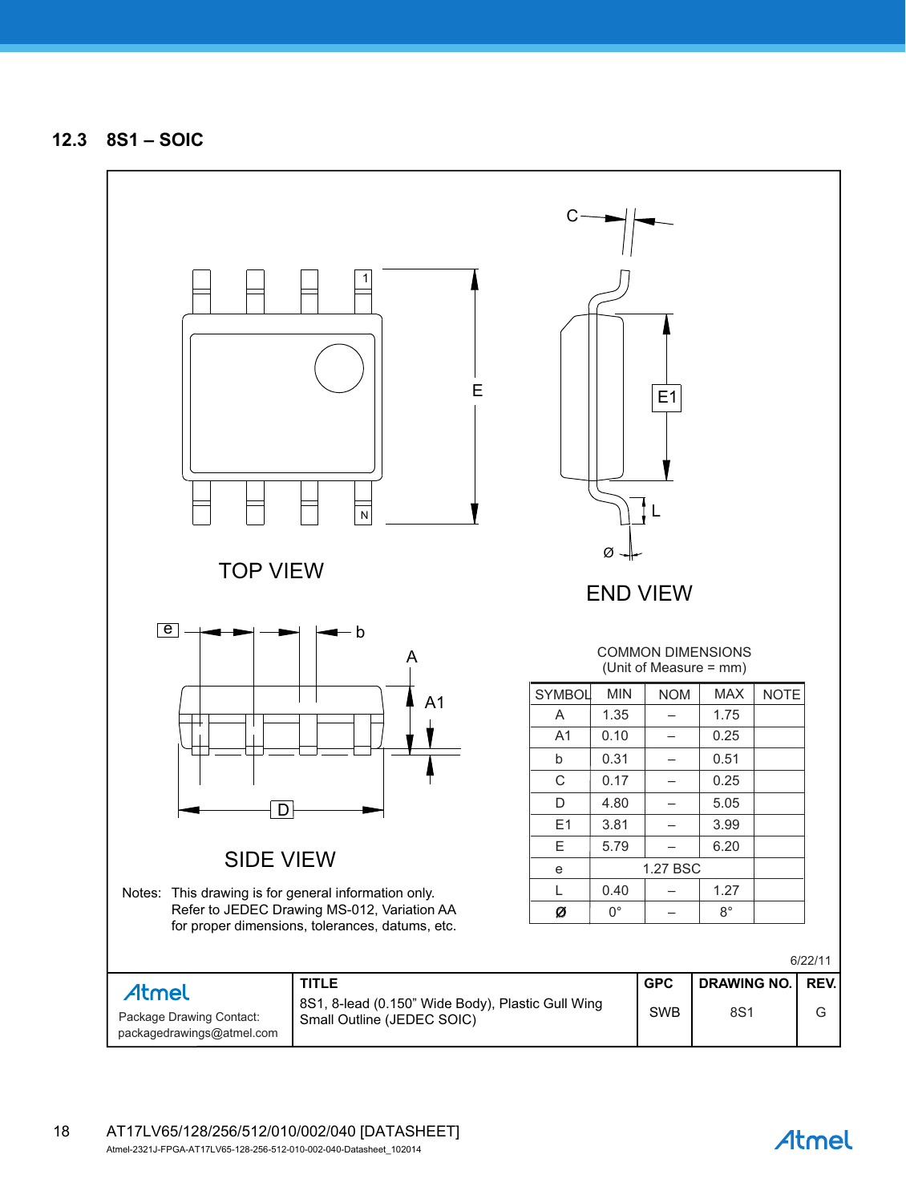### 12.3 8S1 – SOIC

TOP VIEW

END VIEW

SIDE VIEW

COMMON DIMENSIONS
(Unit of Measure = mm)

| SYMBOL | MIN | NOM | MAX | NOTE |
|---|---|---|---|---|
| A | 1.35 | – | 1.75 | |
| A1 | 0.10 | – | 0.25 | |
| b | 0.31 | – | 0.51 | |
| C | 0.17 | – | 0.25 | |
| D | 4.80 | – | 5.05 | |
| E1 | 3.81 | – | 3.99 | |
| E | 5.79 | – | 6.20 | |
| e | | 1.27 BSC | | |
| L | 0.40 | – | 1.27 | |
| Ø | 0° | – | 8° | |

Notes: This drawing is for general information only.
Refer to JEDEC Drawing MS-012, Variation AA
for proper dimensions, tolerances, datums, etc.

6/22/11

| Atmel | TITLE | GPC | DRAWING NO. | REV. |
|---|---|---|---|---|
| Package Drawing Contact: packagedrawings@atmel.com | 8S1, 8-lead (0.150" Wide Body), Plastic Gull Wing Small Outline (JEDEC SOIC) | SWB | 8S1 | G |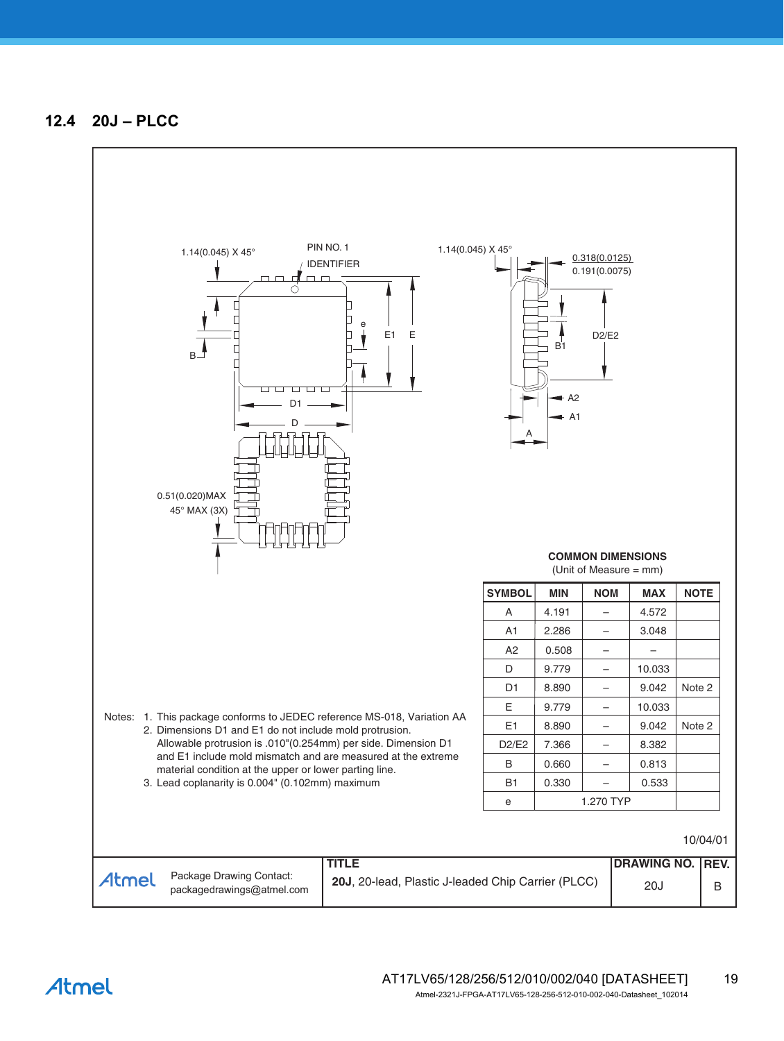## 12.4 20J – PLCC

1.14(0.045) X 45°

PIN NO. 1 IDENTIFIER

1.14(0.045) X 45°

0.318(0.0125)
0.191(0.0075)

e

E1 E

B

D1

D

D2/E2

B1

A2

A1

A

0.51(0.020)MAX
45° MAX (3X)

**COMMON DIMENSIONS**
(Unit of Measure = mm)

| SYMBOL | MIN | NOM | MAX | NOTE |
|---|---|---|---|---|
| A | 4.191 | – | 4.572 | |
| A1 | 2.286 | – | 3.048 | |
| A2 | 0.508 | – | – | |
| D | 9.779 | – | 10.033 | |
| D1 | 8.890 | – | 9.042 | Note 2 |
| E | 9.779 | – | 10.033 | |
| E1 | 8.890 | – | 9.042 | Note 2 |
| D2/E2 | 7.366 | – | 8.382 | |
| B | 0.660 | – | 0.813 | |
| B1 | 0.330 | – | 0.533 | |
| e | | 1.270 TYP | | |

Notes:
1. This package conforms to JEDEC reference MS-018, Variation AA
2. Dimensions D1 and E1 do not include mold protrusion. Allowable protrusion is .010"(0.254mm) per side. Dimension D1 and E1 include mold mismatch and are measured at the extreme material condition at the upper or lower parting line.
3. Lead coplanarity is 0.004" (0.102mm) maximum

10/04/01

| Atmel — Package Drawing Contact: packagedrawings@atmel.com | TITLE: **20J**, 20-lead, Plastic J-leaded Chip Carrier (PLCC) | DRAWING NO. | REV. |
|---|---|---|---|
| | | 20J | B |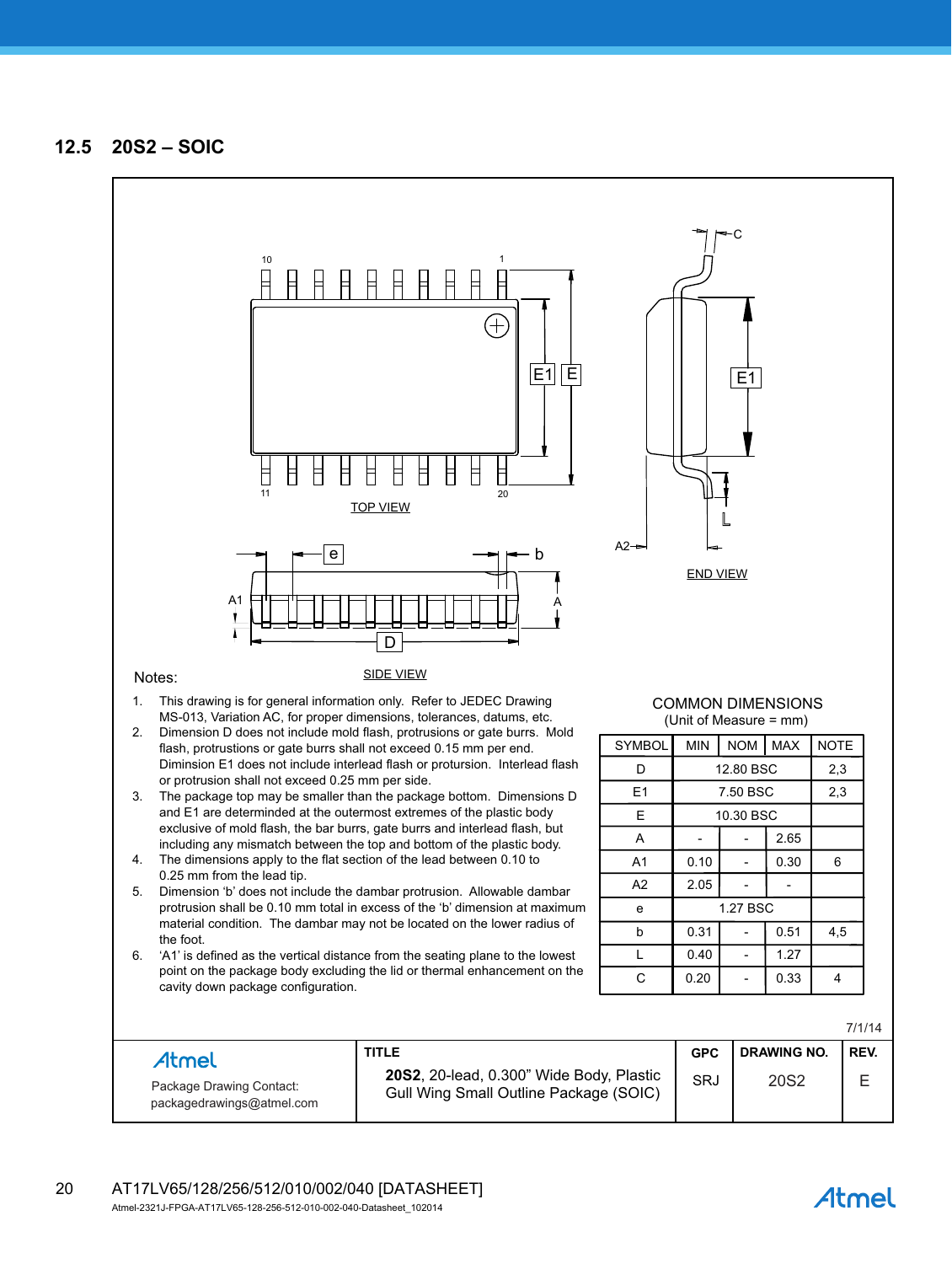## 12.5 20S2 – SOIC

TOP VIEW

SIDE VIEW

END VIEW

Notes:

1. This drawing is for general information only. Refer to JEDEC Drawing MS-013, Variation AC, for proper dimensions, tolerances, datums, etc.
2. Dimension D does not include mold flash, protrusions or gate burrs. Mold flash, protrutions or gate burrs shall not exceed 0.15 mm per end. Diminsion E1 does not include interlead flash or protursion. Interlead flash or protrusion shall not exceed 0.25 mm per side.
3. The package top may be smaller than the package bottom. Dimensions D and E1 are determinded at the outermost extremes of the plastic body exclusive of mold flash, the bar burrs, gate burrs and interlead flash, but including any mismatch between the top and bottom of the plastic body.
4. The dimensions apply to the flat section of the lead between 0.10 to 0.25 mm from the lead tip.
5. Dimension 'b' does not include the dambar protrusion. Allowable dambar protrusion shall be 0.10 mm total in excess of the 'b' dimension at maximum material condition. The dambar may not be located on the lower radius of the foot.
6. 'A1' is defined as the vertical distance from the seating plane to the lowest point on the package body excluding the lid or thermal enhancement on the cavity down package configuration.

COMMON DIMENSIONS
(Unit of Measure = mm)

| SYMBOL | MIN | NOM | MAX | NOTE |
|---|---|---|---|---|
| D | 12.80 BSC | | | 2,3 |
| E1 | 7.50 BSC | | | 2,3 |
| E | 10.30 BSC | | | |
| A | - | - | 2.65 | |
| A1 | 0.10 | - | 0.30 | 6 |
| A2 | 2.05 | - | - | |
| e | 1.27 BSC | | | |
| b | 0.31 | - | 0.51 | 4,5 |
| L | 0.40 | - | 1.27 | |
| C | 0.20 | - | 0.33 | 4 |

7/1/14

| Atmel | TITLE | GPC | DRAWING NO. | REV. |
|---|---|---|---|---|
| Package Drawing Contact: packagedrawings@atmel.com | **20S2**, 20-lead, 0.300" Wide Body, Plastic Gull Wing Small Outline Package (SOIC) | SRJ | 20S2 | E |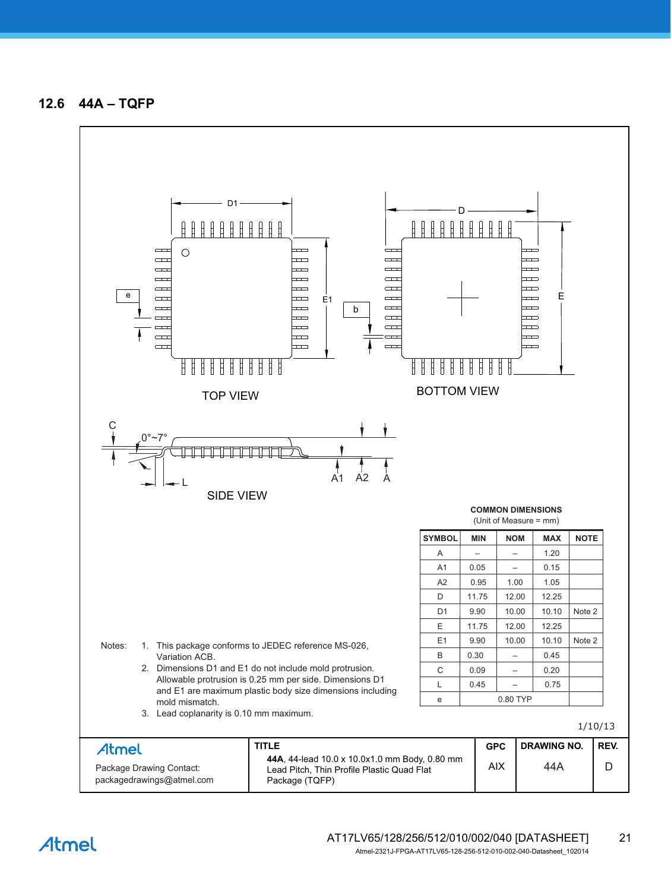## 12.6 44A – TQFP

TOP VIEW

BOTTOM VIEW

SIDE VIEW

**COMMON DIMENSIONS**
(Unit of Measure = mm)

| SYMBOL | MIN | NOM | MAX | NOTE |
|---|---|---|---|---|
| A | – | – | 1.20 | |
| A1 | 0.05 | – | 0.15 | |
| A2 | 0.95 | 1.00 | 1.05 | |
| D | 11.75 | 12.00 | 12.25 | |
| D1 | 9.90 | 10.00 | 10.10 | Note 2 |
| E | 11.75 | 12.00 | 12.25 | |
| E1 | 9.90 | 10.00 | 10.10 | Note 2 |
| B | 0.30 | – | 0.45 | |
| C | 0.09 | – | 0.20 | |
| L | 0.45 | – | 0.75 | |
| e | 0.80 TYP | | | |

Notes:
1. This package conforms to JEDEC reference MS-026, Variation ACB.
2. Dimensions D1 and E1 do not include mold protrusion. Allowable protrusion is 0.25 mm per side. Dimensions D1 and E1 are maximum plastic body size dimensions including mold mismatch.
3. Lead coplanarity is 0.10 mm maximum.

1/10/13

| Atmel<br>Package Drawing Contact:<br>packagedrawings@atmel.com | TITLE<br>**44A**, 44-lead 10.0 x 10.0x1.0 mm Body, 0.80 mm Lead Pitch, Thin Profile Plastic Quad Flat Package (TQFP) | GPC<br>AIX | DRAWING NO.<br>44A | REV.<br>D |
|---|---|---|---|---|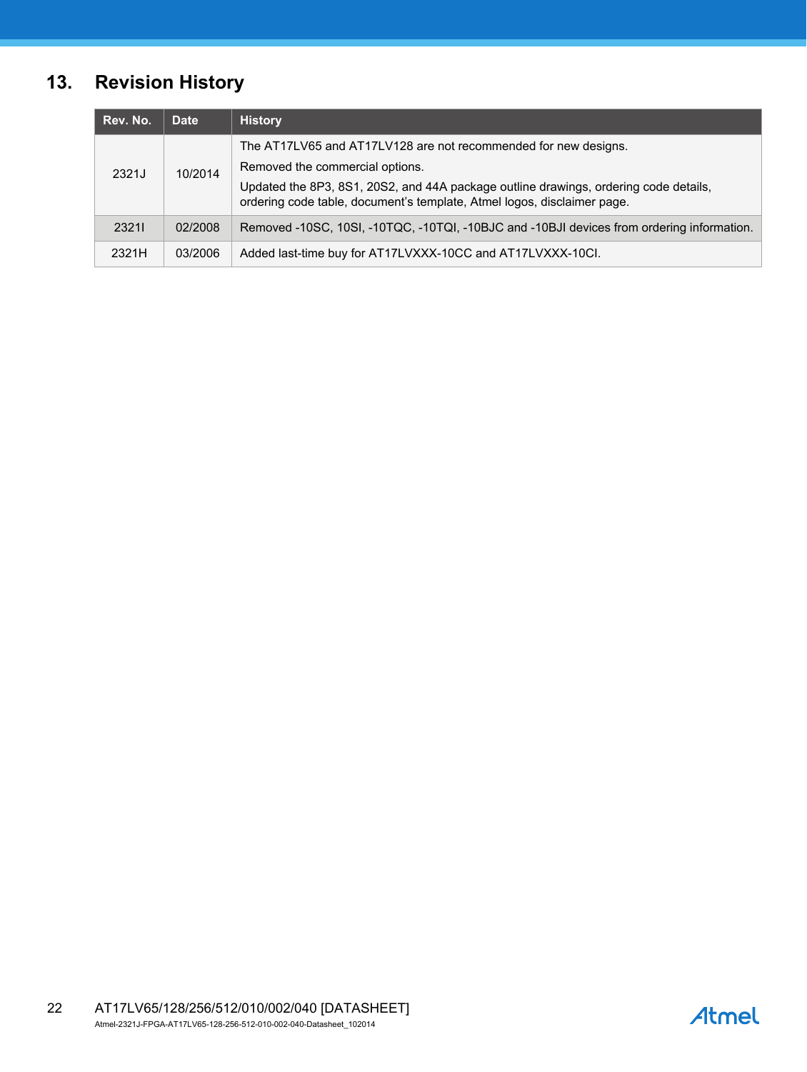# 13. Revision History

| Rev. No. | Date | History |
|---|---|---|
| 2321J | 10/2014 | The AT17LV65 and AT17LV128 are not recommended for new designs.<br>Removed the commercial options.<br>Updated the 8P3, 8S1, 20S2, and 44A package outline drawings, ordering code details, ordering code table, document's template, Atmel logos, disclaimer page. |
| 2321I | 02/2008 | Removed -10SC, 10SI, -10TQC, -10TQI, -10BJC and -10BJI devices from ordering information. |
| 2321H | 03/2006 | Added last-time buy for AT17LVXXX-10CC and AT17LVXXX-10CI. |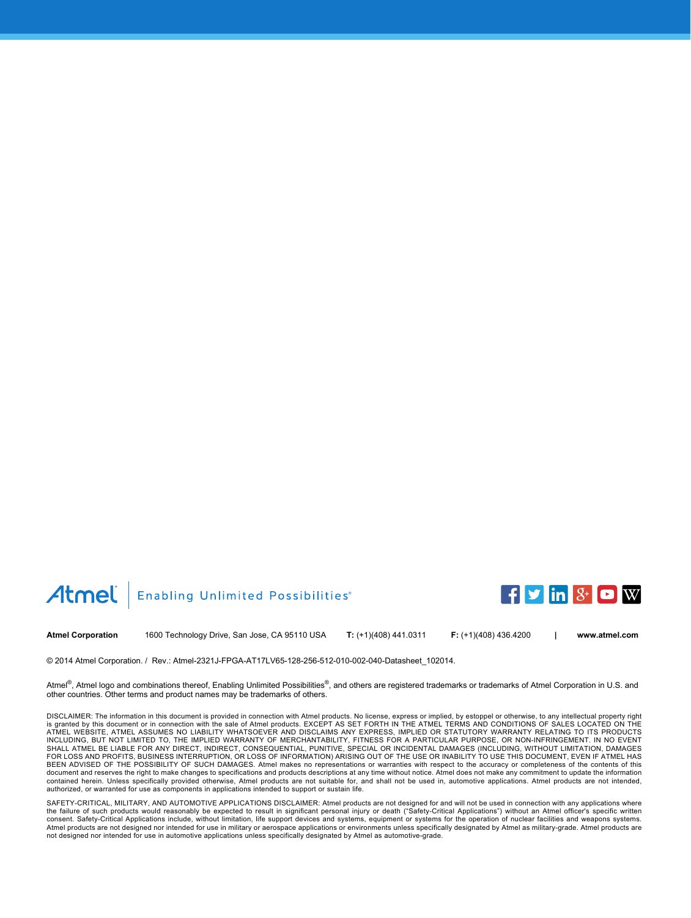Atmel | Enabling Unlimited Possibilities®

**Atmel Corporation** 1600 Technology Drive, San Jose, CA 95110 USA **T:** (+1)(408) 441.0311 **F:** (+1)(408) 436.4200 | **www.atmel.com**

© 2014 Atmel Corporation. / Rev.: Atmel-2321J-FPGA-AT17LV65-128-256-512-010-002-040-Datasheet_102014.

Atmel®, Atmel logo and combinations thereof, Enabling Unlimited Possibilities®, and others are registered trademarks or trademarks of Atmel Corporation in U.S. and other countries. Other terms and product names may be trademarks of others.

DISCLAIMER: The information in this document is provided in connection with Atmel products. No license, express or implied, by estoppel or otherwise, to any intellectual property right is granted by this document or in connection with the sale of Atmel products. EXCEPT AS SET FORTH IN THE ATMEL TERMS AND CONDITIONS OF SALES LOCATED ON THE ATMEL WEBSITE, ATMEL ASSUMES NO LIABILITY WHATSOEVER AND DISCLAIMS ANY EXPRESS, IMPLIED OR STATUTORY WARRANTY RELATING TO ITS PRODUCTS INCLUDING, BUT NOT LIMITED TO, THE IMPLIED WARRANTY OF MERCHANTABILITY, FITNESS FOR A PARTICULAR PURPOSE, OR NON-INFRINGEMENT. IN NO EVENT SHALL ATMEL BE LIABLE FOR ANY DIRECT, INDIRECT, CONSEQUENTIAL, PUNITIVE, SPECIAL OR INCIDENTAL DAMAGES (INCLUDING, WITHOUT LIMITATION, DAMAGES FOR LOSS AND PROFITS, BUSINESS INTERRUPTION, OR LOSS OF INFORMATION) ARISING OUT OF THE USE OR INABILITY TO USE THIS DOCUMENT, EVEN IF ATMEL HAS BEEN ADVISED OF THE POSSIBILITY OF SUCH DAMAGES. Atmel makes no representations or warranties with respect to the accuracy or completeness of the contents of this document and reserves the right to make changes to specifications and products descriptions at any time without notice. Atmel does not make any commitment to update the information contained herein. Unless specifically provided otherwise, Atmel products are not suitable for, and shall not be used in, automotive applications. Atmel products are not intended, authorized, or warranted for use as components in applications intended to support or sustain life.

SAFETY-CRITICAL, MILITARY, AND AUTOMOTIVE APPLICATIONS DISCLAIMER: Atmel products are not designed for and will not be used in connection with any applications where the failure of such products would reasonably be expected to result in significant personal injury or death ("Safety-Critical Applications") without an Atmel officer's specific written consent. Safety-Critical Applications include, without limitation, life support devices and systems, equipment or systems for the operation of nuclear facilities and weapons systems. Atmel products are not designed nor intended for use in military or aerospace applications or environments unless specifically designated by Atmel as military-grade. Atmel products are not designed nor intended for use in automotive applications unless specifically designated by Atmel as automotive-grade.